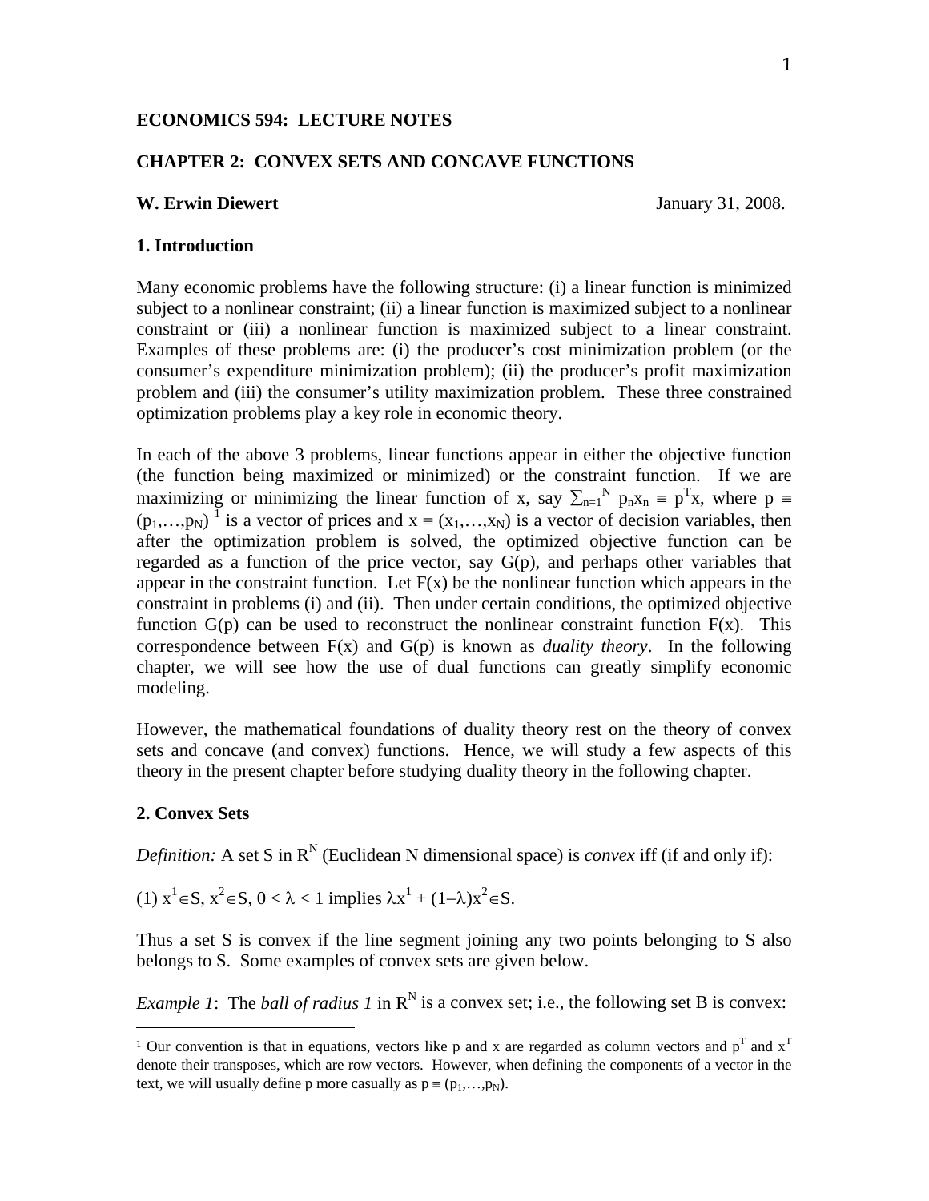**ECONOMICS 594: LECTURE NOTES**

**CHAPTER 2: CONVEX SETS AND CONCAVE FUNCTIONS**

**W. Erwin Diewert** January 31, 2008.

## 1. Introduction

Many economic problems have the following structure: (i) a linear function is minimized subject to a nonlinear constraint; (ii) a linear function is maximized subject to a nonlinear constraint or (iii) a nonlinear function is maximized subject to a linear constraint. Examples of these problems are: (i) the producer's cost minimization problem (or the consumer's expenditure minimization problem); (ii) the producer's profit maximization problem and (iii) the consumer's utility maximization problem. These three constrained optimization problems play a key role in economic theory.

In each of the above 3 problems, linear functions appear in either the objective function (the function being maximized or minimized) or the constraint function. If we are maximizing or minimizing the linear function of x, say $\sum_{n=1}^{N} p_n x_n \equiv p^T x$, where $p \equiv (p_1,\ldots,p_N)$ [1] is a vector of prices and $x \equiv (x_1,\ldots,x_N)$ is a vector of decision variables, then after the optimization problem is solved, the optimized objective function can be regarded as a function of the price vector, say $G(p)$, and perhaps other variables that appear in the constraint function. Let $F(x)$ be the nonlinear function which appears in the constraint in problems (i) and (ii). Then under certain conditions, the optimized objective function $G(p)$ can be used to reconstruct the nonlinear constraint function $F(x)$. This correspondence between $F(x)$ and $G(p)$ is known as *duality theory*. In the following chapter, we will see how the use of dual functions can greatly simplify economic modeling.

However, the mathematical foundations of duality theory rest on the theory of convex sets and concave (and convex) functions. Hence, we will study a few aspects of this theory in the present chapter before studying duality theory in the following chapter.

## 2. Convex Sets

*Definition:* A set S in $R^N$ (Euclidean N dimensional space) is *convex* iff (if and only if):

(1) $x^1 \in S$, $x^2 \in S$, $0 < \lambda < 1$ implies $\lambda x^1 + (1-\lambda)x^2 \in S$.

Thus a set S is convex if the line segment joining any two points belonging to S also belongs to S. Some examples of convex sets are given below.

*Example 1*: The *ball of radius 1* in $R^N$ is a convex set; i.e., the following set B is convex:

---

[1] Our convention is that in equations, vectors like p and x are regarded as column vectors and $p^T$ and $x^T$ denote their transposes, which are row vectors. However, when defining the components of a vector in the text, we will usually define p more casually as $p \equiv (p_1,\ldots,p_N)$.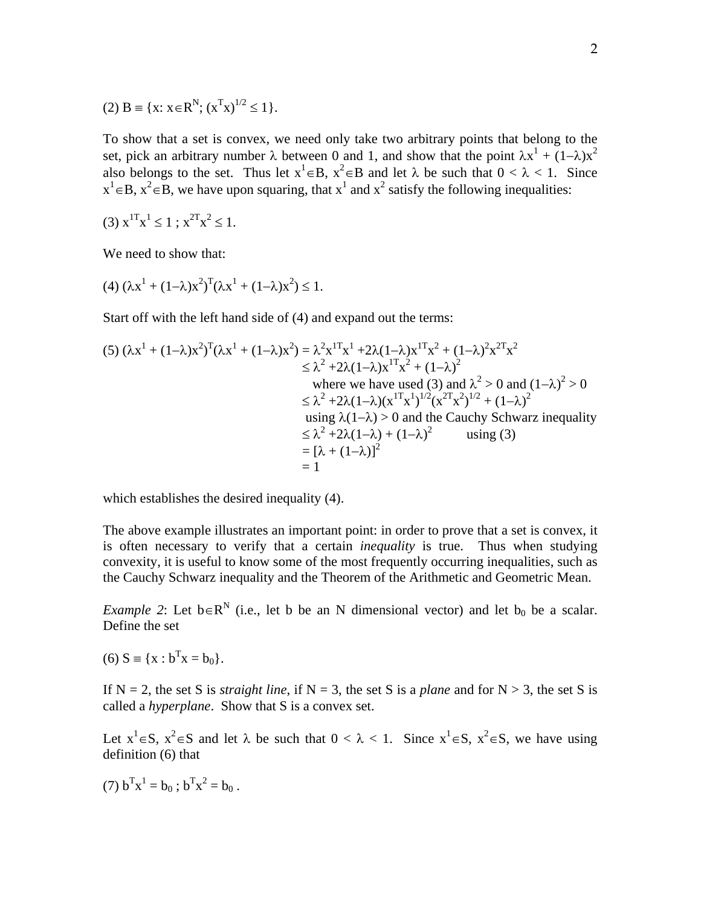(2) $B \equiv \{x: x\in R^N; (x^Tx)^{1/2} \leq 1\}$.

To show that a set is convex, we need only take two arbitrary points that belong to the set, pick an arbitrary number $\lambda$ between 0 and 1, and show that the point $\lambda x^1 + (1-\lambda)x^2$ also belongs to the set. Thus let $x^1\in B$, $x^2\in B$ and let $\lambda$ be such that $0 < \lambda < 1$. Since $x^1\in B$, $x^2\in B$, we have upon squaring, that $x^1$ and $x^2$ satisfy the following inequalities:

(3) $x^{1T}x^1 \leq 1$ ; $x^{2T}x^2 \leq 1$.

We need to show that:

(4) $(\lambda x^1 + (1-\lambda)x^2)^T(\lambda x^1 + (1-\lambda)x^2) \leq 1$.

Start off with the left hand side of (4) and expand out the terms:

(5)
$$
\begin{aligned}
(\lambda x^1 + (1-\lambda)x^2)^T(\lambda x^1 + (1-\lambda)x^2) &= \lambda^2 x^{1T}x^1 + 2\lambda(1-\lambda)x^{1T}x^2 + (1-\lambda)^2 x^{2T}x^2 \\
&\leq \lambda^2 + 2\lambda(1-\lambda)x^{1T}x^2 + (1-\lambda)^2 \\
&\quad \text{where we have used (3) and } \lambda^2 > 0 \text{ and } (1-\lambda)^2 > 0 \\
&\leq \lambda^2 + 2\lambda(1-\lambda)(x^{1T}x^1)^{1/2}(x^{2T}x^2)^{1/2} + (1-\lambda)^2 \\
&\quad \text{using } \lambda(1-\lambda) > 0 \text{ and the Cauchy Schwarz inequality} \\
&\leq \lambda^2 + 2\lambda(1-\lambda) + (1-\lambda)^2 \qquad \text{using (3)} \\
&= [\lambda + (1-\lambda)]^2 \\
&= 1
\end{aligned}
$$

which establishes the desired inequality (4).

The above example illustrates an important point: in order to prove that a set is convex, it is often necessary to verify that a certain *inequality* is true. Thus when studying convexity, it is useful to know some of the most frequently occurring inequalities, such as the Cauchy Schwarz inequality and the Theorem of the Arithmetic and Geometric Mean.

*Example 2*: Let $b\in R^N$ (i.e., let b be an N dimensional vector) and let $b_0$ be a scalar. Define the set

(6) $S \equiv \{x : b^Tx = b_0\}$.

If N = 2, the set S is *straight line*, if N = 3, the set S is a *plane* and for N > 3, the set S is called a *hyperplane*. Show that S is a convex set.

Let $x^1\in S$, $x^2\in S$ and let $\lambda$ be such that $0 < \lambda < 1$. Since $x^1\in S$, $x^2\in S$, we have using definition (6) that

(7) $b^Tx^1 = b_0$ ; $b^Tx^2 = b_0$ .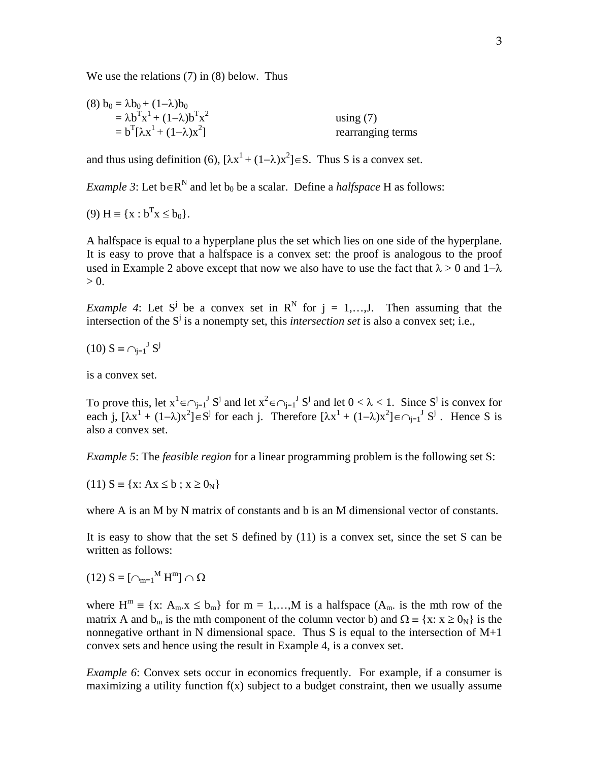We use the relations (7) in (8) below. Thus

$$
\begin{aligned}
(8)\ b_0 &= \lambda b_0 + (1-\lambda)b_0 \\
&= \lambda b^T x^1 + (1-\lambda)b^T x^2 && \text{using (7)} \\
&= b^T[\lambda x^1 + (1-\lambda)x^2] && \text{rearranging terms}
\end{aligned}
$$

and thus using definition (6), $[\lambda x^1 + (1-\lambda)x^2] \in S$. Thus S is a convex set.

*Example 3*: Let $b \in R^N$ and let $b_0$ be a scalar. Define a *halfspace* H as follows:

$$(9)\ H \equiv \{x : b^T x \le b_0\}.$$

A halfspace is equal to a hyperplane plus the set which lies on one side of the hyperplane. It is easy to prove that a halfspace is a convex set: the proof is analogous to the proof used in Example 2 above except that now we also have to use the fact that $\lambda > 0$ and $1-\lambda > 0$.

*Example 4*: Let $S^j$ be a convex set in $R^N$ for $j = 1,\ldots,J$. Then assuming that the intersection of the $S^j$ is a nonempty set, this *intersection set* is also a convex set; i.e.,

$$(10)\ S \equiv \cap_{j=1}^{J} S^j$$

is a convex set.

To prove this, let $x^1 \in \cap_{j=1}^{J} S^j$ and let $x^2 \in \cap_{j=1}^{J} S^j$ and let $0 < \lambda < 1$. Since $S^j$ is convex for each j, $[\lambda x^1 + (1-\lambda)x^2] \in S^j$ for each j. Therefore $[\lambda x^1 + (1-\lambda)x^2] \in \cap_{j=1}^{J} S^j$ . Hence S is also a convex set.

*Example 5*: The *feasible region* for a linear programming problem is the following set S:

$$(11)\ S \equiv \{x: Ax \le b\ ;\ x \ge 0_N\}$$

where A is an M by N matrix of constants and b is an M dimensional vector of constants.

It is easy to show that the set S defined by (11) is a convex set, since the set S can be written as follows:

$$(12)\ S = [\cap_{m=1}^{M} H^m] \cap \Omega$$

where $H^m \equiv \{x: A_{m\cdot}x \le b_m\}$ for $m = 1,\ldots,M$ is a halfspace ($A_{m\cdot}$ is the mth row of the matrix A and $b_m$ is the mth component of the column vector b) and $\Omega \equiv \{x: x \ge 0_N\}$ is the nonnegative orthant in N dimensional space. Thus S is equal to the intersection of M+1 convex sets and hence using the result in Example 4, is a convex set.

*Example 6*: Convex sets occur in economics frequently. For example, if a consumer is maximizing a utility function f(x) subject to a budget constraint, then we usually assume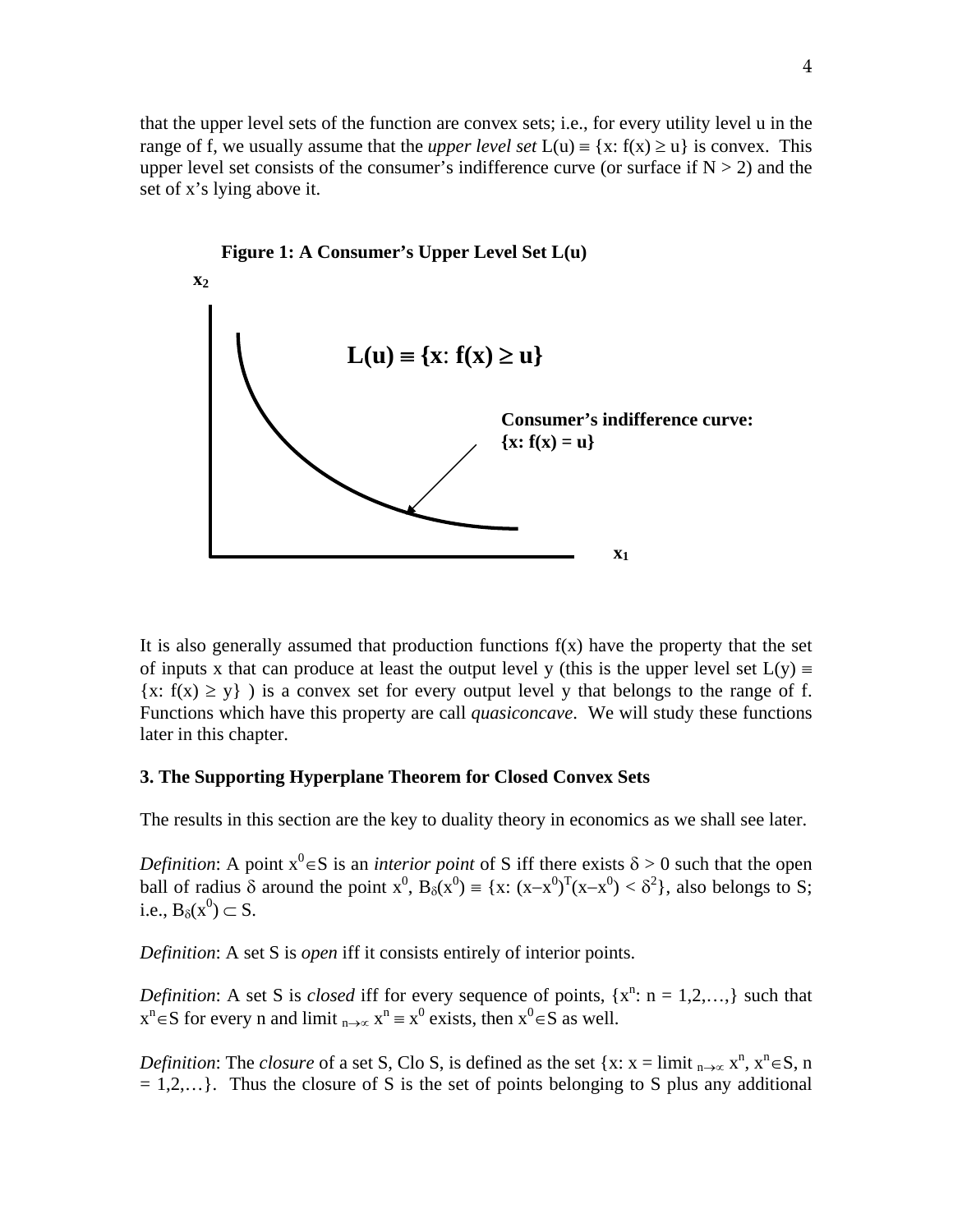that the upper level sets of the function are convex sets; i.e., for every utility level u in the range of f, we usually assume that the *upper level set* $L(u) \equiv \{x: f(x) \geq u\}$ is convex. This upper level set consists of the consumer's indifference curve (or surface if $N > 2$) and the set of x's lying above it.

**Figure 1: A Consumer's Upper Level Set L(u)**

$x_2$

$\mathbf{L(u) \equiv \{x: f(x) \geq u\}}$

**Consumer's indifference curve: {x: f(x) = u}**

$x_1$

It is also generally assumed that production functions f(x) have the property that the set of inputs x that can produce at least the output level y (this is the upper level set $L(y) \equiv \{x: f(x) \geq y\}$ ) is a convex set for every output level y that belongs to the range of f. Functions which have this property are call *quasiconcave*. We will study these functions later in this chapter.

**3. The Supporting Hyperplane Theorem for Closed Convex Sets**

The results in this section are the key to duality theory in economics as we shall see later.

*Definition*: A point $x^0 \in S$ is an *interior point* of S iff there exists $\delta > 0$ such that the open ball of radius $\delta$ around the point $x^0$, $B_\delta(x^0) \equiv \{x: (x-x^0)^T(x-x^0) < \delta^2\}$, also belongs to S; i.e., $B_\delta(x^0) \subset S$.

*Definition*: A set S is *open* iff it consists entirely of interior points.

*Definition*: A set S is *closed* iff for every sequence of points, $\{x^n: n = 1,2,\ldots,\}$ such that $x^n \in S$ for every n and $\text{limit}_{n\to\infty} x^n \equiv x^0$ exists, then $x^0 \in S$ as well.

*Definition*: The *closure* of a set S, Clo S, is defined as the set $\{x: x = \text{limit}_{n\to\infty} x^n, x^n \in S, n = 1,2,\ldots\}$. Thus the closure of S is the set of points belonging to S plus any additional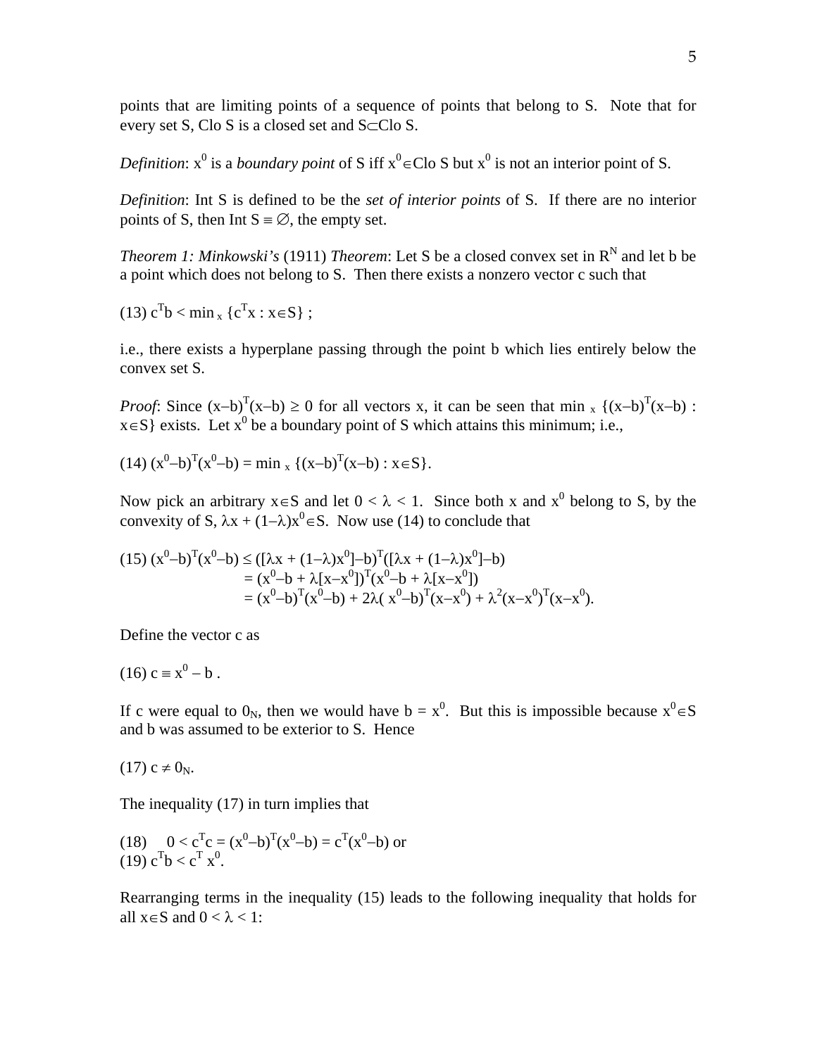points that are limiting points of a sequence of points that belong to S. Note that for every set S, Clo S is a closed set and S⊂Clo S.

*Definition*: $x^0$ is a *boundary point* of S iff $x^0 \in$Clo S but $x^0$ is not an interior point of S.

*Definition*: Int S is defined to be the *set of interior points* of S. If there are no interior points of S, then Int S ≡ ∅, the empty set.

*Theorem 1: Minkowski's* (1911) *Theorem*: Let S be a closed convex set in $R^N$ and let b be a point which does not belong to S. Then there exists a nonzero vector c such that

(13) $c^Tb < \min_x \{c^Tx : x \in S\}$ ;

i.e., there exists a hyperplane passing through the point b which lies entirely below the convex set S.

*Proof*: Since $(x-b)^T(x-b) \geq 0$ for all vectors x, it can be seen that $\min_x \{(x-b)^T(x-b) : x \in S\}$ exists. Let $x^0$ be a boundary point of S which attains this minimum; i.e.,

(14) $(x^0-b)^T(x^0-b) = \min_x \{(x-b)^T(x-b) : x \in S\}$.

Now pick an arbitrary $x \in S$ and let $0 < \lambda < 1$. Since both x and $x^0$ belong to S, by the convexity of S, $\lambda x + (1-\lambda)x^0 \in S$. Now use (14) to conclude that

(15) 
$$
\begin{aligned}
(x^0-b)^T(x^0-b) &\leq ([\lambda x + (1-\lambda)x^0]-b)^T([\lambda x + (1-\lambda)x^0]-b) \\
&= (x^0-b + \lambda[x-x^0])^T(x^0-b + \lambda[x-x^0]) \\
&= (x^0-b)^T(x^0-b) + 2\lambda( x^0-b)^T(x-x^0) + \lambda^2(x-x^0)^T(x-x^0).
\end{aligned}
$$

Define the vector c as

(16) $c \equiv x^0 - b$ .

If c were equal to $0_N$, then we would have $b = x^0$. But this is impossible because $x^0 \in S$ and b was assumed to be exterior to S. Hence

(17) $c \neq 0_N$.

The inequality (17) in turn implies that

(18) $0 < c^Tc = (x^0-b)^T(x^0-b) = c^T(x^0-b)$ or
(19) $c^Tb < c^T x^0$.

Rearranging terms in the inequality (15) leads to the following inequality that holds for all $x \in S$ and $0 < \lambda < 1$: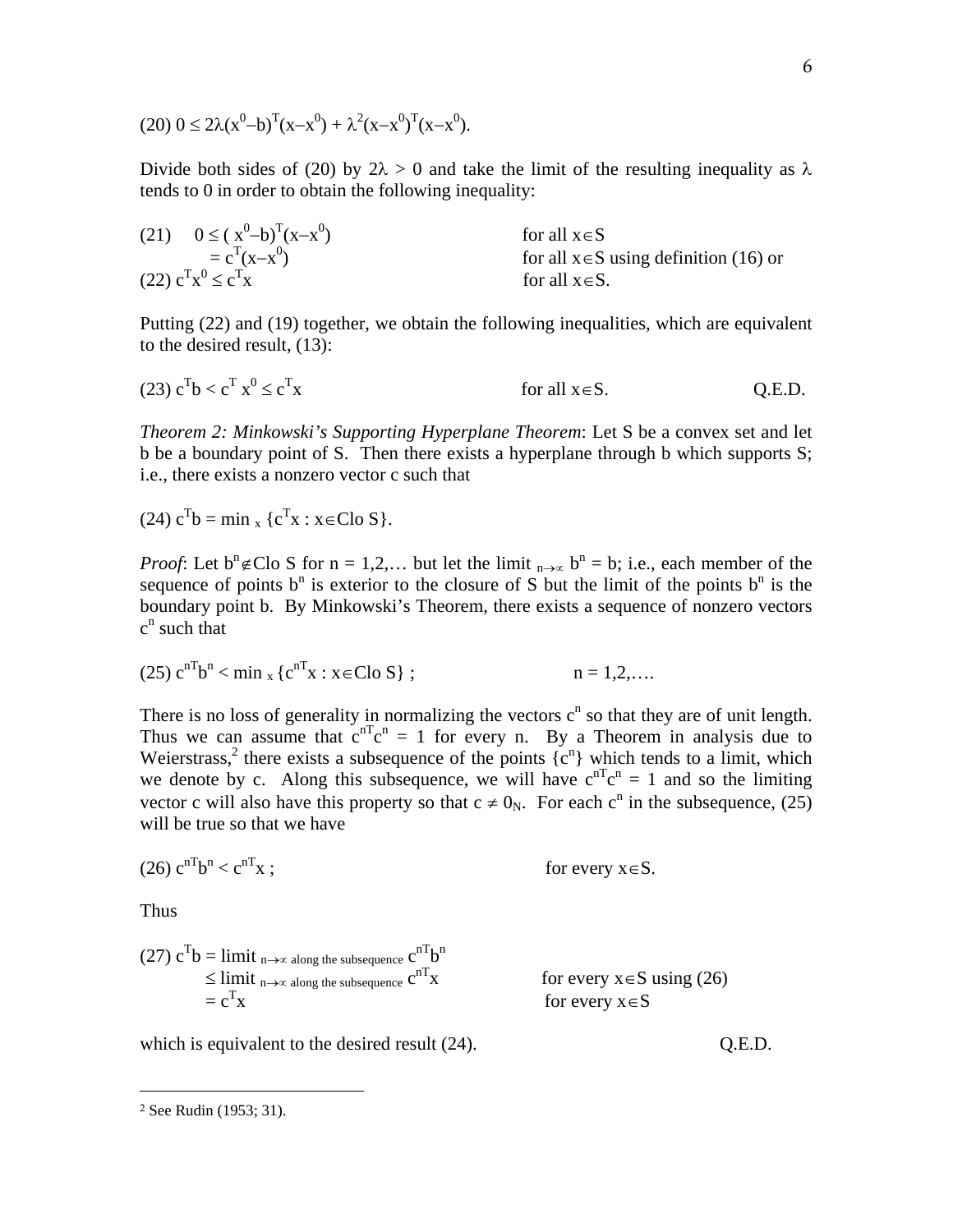(20) $0 \leq 2\lambda(x^0-b)^T(x-x^0) + \lambda^2(x-x^0)^T(x-x^0)$.

Divide both sides of (20) by $2\lambda > 0$ and take the limit of the resulting inequality as $\lambda$ tends to 0 in order to obtain the following inequality:

$$
\begin{aligned}
(21)\quad 0 &\leq (x^0-b)^T(x-x^0) && \text{for all } x\in S \\
&= c^T(x-x^0) && \text{for all } x\in S \text{ using definition (16) or} \\
(22)\quad c^Tx^0 &\leq c^Tx && \text{for all } x\in S.
\end{aligned}
$$

Putting (22) and (19) together, we obtain the following inequalities, which are equivalent to the desired result, (13):

(23) $c^Tb < c^T x^0 \leq c^Tx$ for all $x\in S$. Q.E.D.

*Theorem 2: Minkowski's Supporting Hyperplane Theorem*: Let S be a convex set and let b be a boundary point of S. Then there exists a hyperplane through b which supports S; i.e., there exists a nonzero vector c such that

(24) $c^Tb = \min_x \{c^Tx : x\in \text{Clo } S\}$.

*Proof*: Let $b^n \notin \text{Clo } S$ for n = 1,2,… but let the limit $_{n\to\infty} b^n = b$; i.e., each member of the sequence of points $b^n$ is exterior to the closure of S but the limit of the points $b^n$ is the boundary point b. By Minkowski's Theorem, there exists a sequence of nonzero vectors $c^n$ such that

(25) $c^{nT}b^n < \min_x \{c^{nT}x : x\in \text{Clo } S\}$ ; n = 1,2,….

There is no loss of generality in normalizing the vectors $c^n$ so that they are of unit length. Thus we can assume that $c^{nT}c^n = 1$ for every n. By a Theorem in analysis due to Weierstrass,[2] there exists a subsequence of the points $\{c^n\}$ which tends to a limit, which we denote by c. Along this subsequence, we will have $c^{nT}c^n = 1$ and so the limiting vector c will also have this property so that $c \neq 0_N$. For each $c^n$ in the subsequence, (25) will be true so that we have

(26) $c^{nT}b^n < c^{nT}x$ ; for every $x\in S$.

Thus

$$
\begin{aligned}
(27)\quad c^Tb &= \text{limit}_{n\to\infty \text{ along the subsequence}}\ c^{nT}b^n \\
&\leq \text{limit}_{n\to\infty \text{ along the subsequence}}\ c^{nT}x && \text{for every } x\in S \text{ using (26)} \\
&= c^Tx && \text{for every } x\in S
\end{aligned}
$$

which is equivalent to the desired result (24). Q.E.D.

---

[2] See Rudin (1953; 31).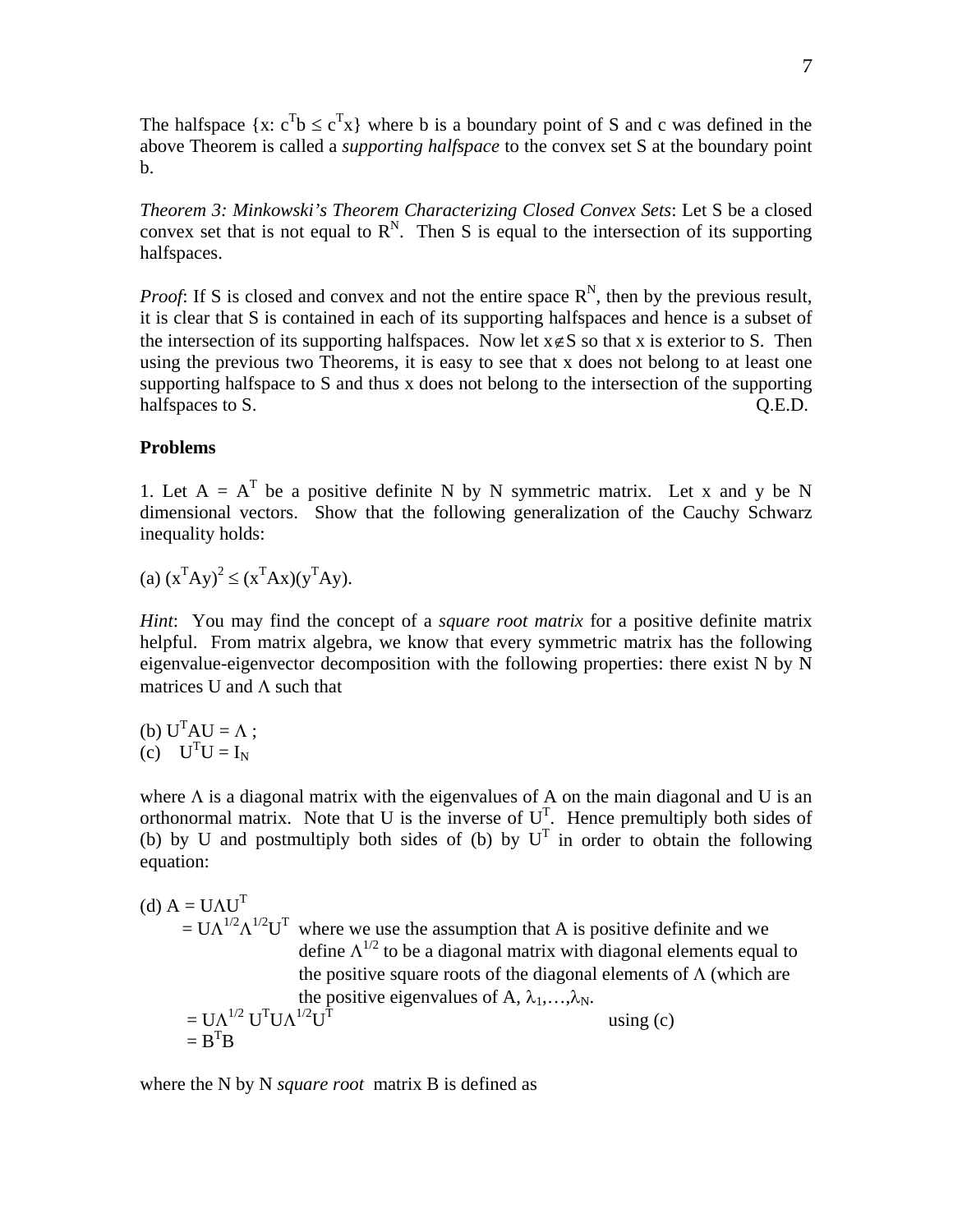The halfspace $\{x: c^Tb \leq c^Tx\}$ where b is a boundary point of S and c was defined in the above Theorem is called a *supporting halfspace* to the convex set S at the boundary point b.

*Theorem 3: Minkowski's Theorem Characterizing Closed Convex Sets*: Let S be a closed convex set that is not equal to $R^N$. Then S is equal to the intersection of its supporting halfspaces.

*Proof*: If S is closed and convex and not the entire space $R^N$, then by the previous result, it is clear that S is contained in each of its supporting halfspaces and hence is a subset of the intersection of its supporting halfspaces. Now let $x \notin S$ so that x is exterior to S. Then using the previous two Theorems, it is easy to see that x does not belong to at least one supporting halfspace to S and thus x does not belong to the intersection of the supporting halfspaces to S. Q.E.D.

**Problems**

1. Let $A = A^T$ be a positive definite N by N symmetric matrix. Let x and y be N dimensional vectors. Show that the following generalization of the Cauchy Schwarz inequality holds:

(a) $(x^TAy)^2 \leq (x^TAx)(y^TAy)$.

*Hint*: You may find the concept of a *square root matrix* for a positive definite matrix helpful. From matrix algebra, we know that every symmetric matrix has the following eigenvalue-eigenvector decomposition with the following properties: there exist N by N matrices U and $\Lambda$ such that

(b) $U^TAU = \Lambda$ ;
(c) $U^TU = I_N$

where $\Lambda$ is a diagonal matrix with the eigenvalues of A on the main diagonal and U is an orthonormal matrix. Note that U is the inverse of $U^T$. Hence premultiply both sides of (b) by U and postmultiply both sides of (b) by $U^T$ in order to obtain the following equation:

(d) $A = U\Lambda U^T$
$= U\Lambda^{1/2}\Lambda^{1/2}U^T$ where we use the assumption that A is positive definite and we define $\Lambda^{1/2}$ to be a diagonal matrix with diagonal elements equal to the positive square roots of the diagonal elements of $\Lambda$ (which are the positive eigenvalues of A, $\lambda_1,\ldots,\lambda_N$.
$= U\Lambda^{1/2} U^TU\Lambda^{1/2}U^T$ using (c)
$= B^TB$

where the N by N *square root* matrix B is defined as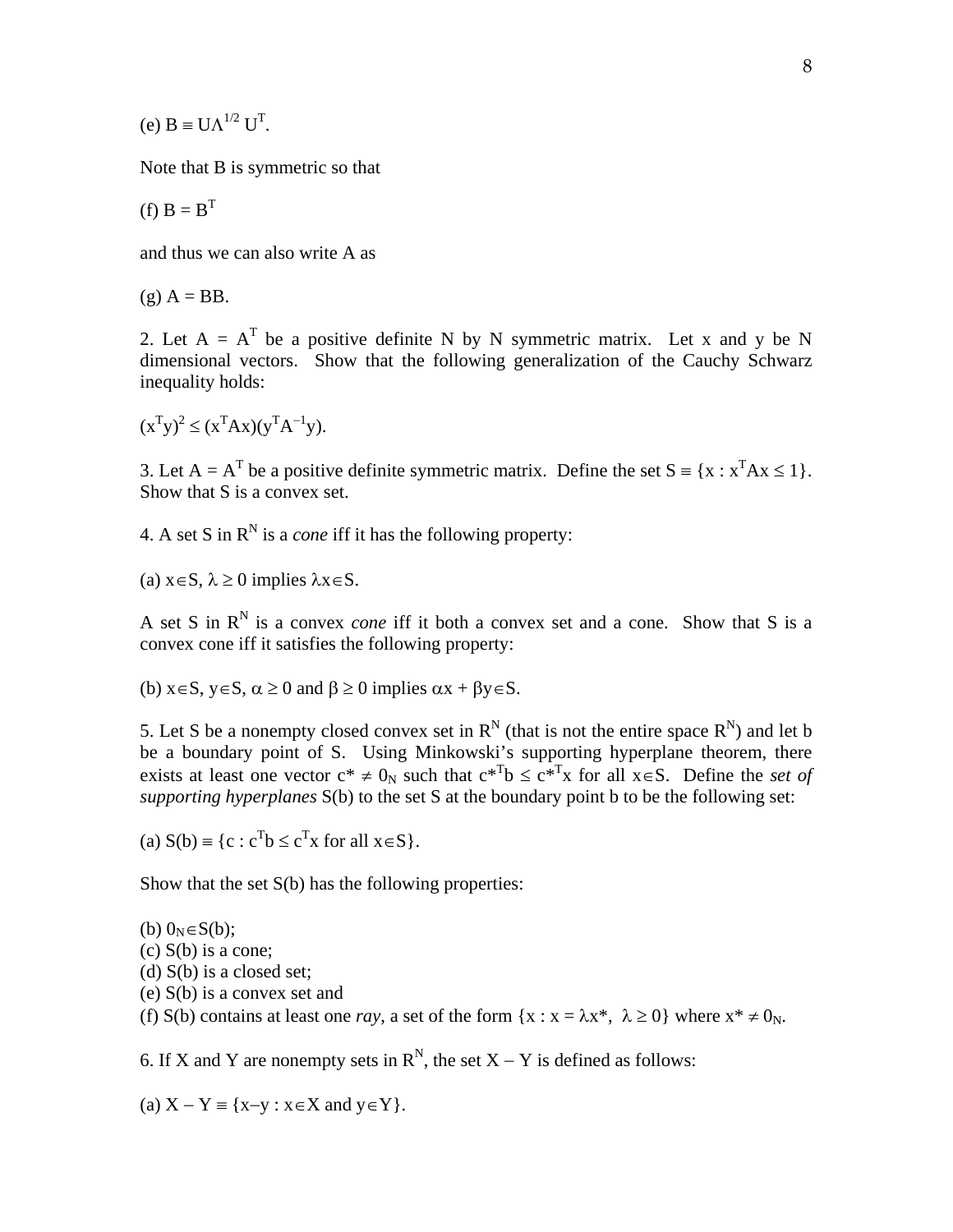(e) $B \equiv U\Lambda^{1/2} U^T$.

Note that B is symmetric so that

(f) $B = B^T$

and thus we can also write A as

(g) $A = BB$.

2. Let $A = A^T$ be a positive definite N by N symmetric matrix. Let x and y be N dimensional vectors. Show that the following generalization of the Cauchy Schwarz inequality holds:

$(x^Ty)^2 \leq (x^TAx)(y^TA^{-1}y)$.

3. Let $A = A^T$ be a positive definite symmetric matrix. Define the set $S \equiv \{x : x^TAx \leq 1\}$. Show that S is a convex set.

4. A set S in $R^N$ is a *cone* iff it has the following property:

(a) $x \in S$, $\lambda \geq 0$ implies $\lambda x \in S$.

A set S in $R^N$ is a convex *cone* iff it both a convex set and a cone. Show that S is a convex cone iff it satisfies the following property:

(b) $x \in S$, $y \in S$, $\alpha \geq 0$ and $\beta \geq 0$ implies $\alpha x + \beta y \in S$.

5. Let S be a nonempty closed convex set in $R^N$ (that is not the entire space $R^N$) and let b be a boundary point of S. Using Minkowski's supporting hyperplane theorem, there exists at least one vector $c^* \neq 0_N$ such that $c^{*T}b \leq c^{*T}x$ for all $x \in S$. Define the *set of supporting hyperplanes* S(b) to the set S at the boundary point b to be the following set:

(a) $S(b) \equiv \{c : c^Tb \leq c^Tx \text{ for all } x \in S\}$.

Show that the set S(b) has the following properties:

(b) $0_N \in S(b)$;
(c) S(b) is a cone;
(d) S(b) is a closed set;
(e) S(b) is a convex set and
(f) S(b) contains at least one *ray*, a set of the form $\{x : x = \lambda x^*,\ \lambda \geq 0\}$ where $x^* \neq 0_N$.

6. If X and Y are nonempty sets in $R^N$, the set $X - Y$ is defined as follows:

(a) $X - Y \equiv \{x - y : x \in X \text{ and } y \in Y\}$.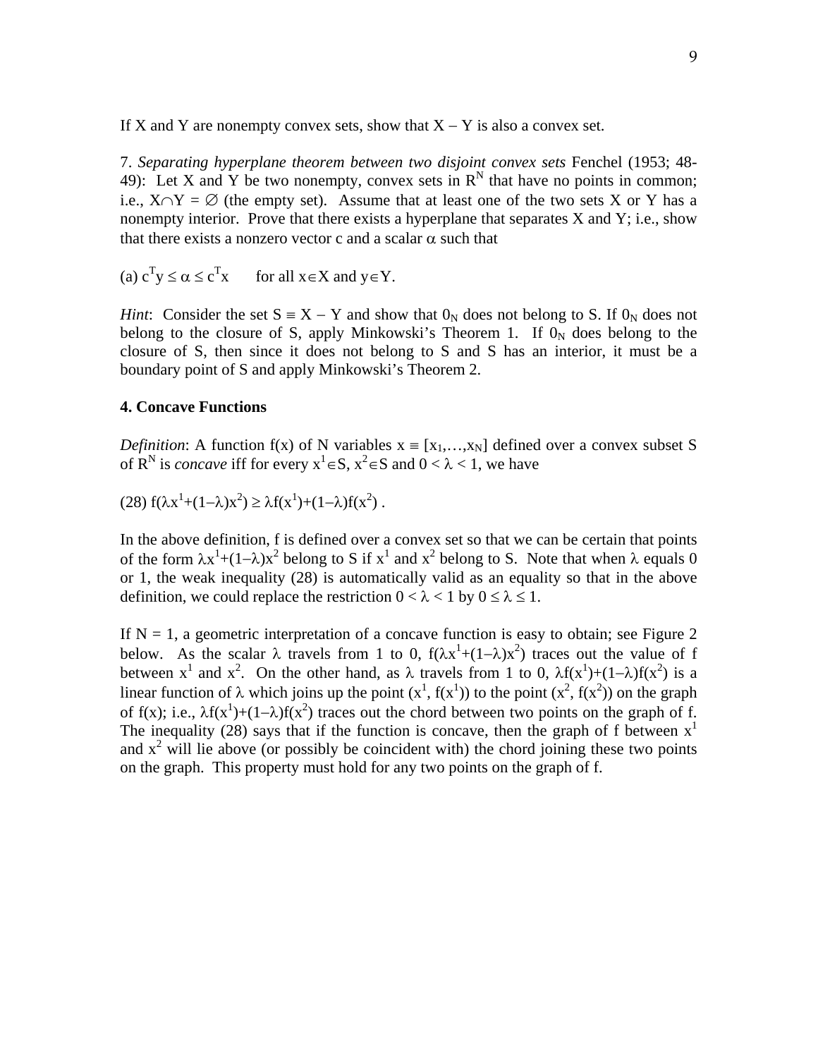If X and Y are nonempty convex sets, show that $X - Y$ is also a convex set.

7. *Separating hyperplane theorem between two disjoint convex sets* Fenchel (1953; 48-49): Let X and Y be two nonempty, convex sets in $R^N$ that have no points in common; i.e., $X \cap Y = \varnothing$ (the empty set). Assume that at least one of the two sets X or Y has a nonempty interior. Prove that there exists a hyperplane that separates X and Y; i.e., show that there exists a nonzero vector c and a scalar $\alpha$ such that

(a) $c^T y \leq \alpha \leq c^T x$ for all $x \in X$ and $y \in Y$.

*Hint*: Consider the set $S \equiv X - Y$ and show that $0_N$ does not belong to S. If $0_N$ does not belong to the closure of S, apply Minkowski's Theorem 1. If $0_N$ does belong to the closure of S, then since it does not belong to S and S has an interior, it must be a boundary point of S and apply Minkowski's Theorem 2.

## 4. Concave Functions

*Definition*: A function $f(x)$ of N variables $x \equiv [x_1,\ldots,x_N]$ defined over a convex subset S of $R^N$ is *concave* iff for every $x^1 \in S$, $x^2 \in S$ and $0 < \lambda < 1$, we have

$$(28)\quad f(\lambda x^1+(1-\lambda)x^2) \geq \lambda f(x^1)+(1-\lambda)f(x^2)\ .$$

In the above definition, f is defined over a convex set so that we can be certain that points of the form $\lambda x^1+(1-\lambda)x^2$ belong to S if $x^1$ and $x^2$ belong to S. Note that when $\lambda$ equals 0 or 1, the weak inequality (28) is automatically valid as an equality so that in the above definition, we could replace the restriction $0 < \lambda < 1$ by $0 \leq \lambda \leq 1$.

If $N = 1$, a geometric interpretation of a concave function is easy to obtain; see Figure 2 below. As the scalar $\lambda$ travels from 1 to 0, $f(\lambda x^1+(1-\lambda)x^2)$ traces out the value of f between $x^1$ and $x^2$. On the other hand, as $\lambda$ travels from 1 to 0, $\lambda f(x^1)+(1-\lambda)f(x^2)$ is a linear function of $\lambda$ which joins up the point $(x^1, f(x^1))$ to the point $(x^2, f(x^2))$ on the graph of $f(x)$; i.e., $\lambda f(x^1)+(1-\lambda)f(x^2)$ traces out the chord between two points on the graph of f. The inequality (28) says that if the function is concave, then the graph of f between $x^1$ and $x^2$ will lie above (or possibly be coincident with) the chord joining these two points on the graph. This property must hold for any two points on the graph of f.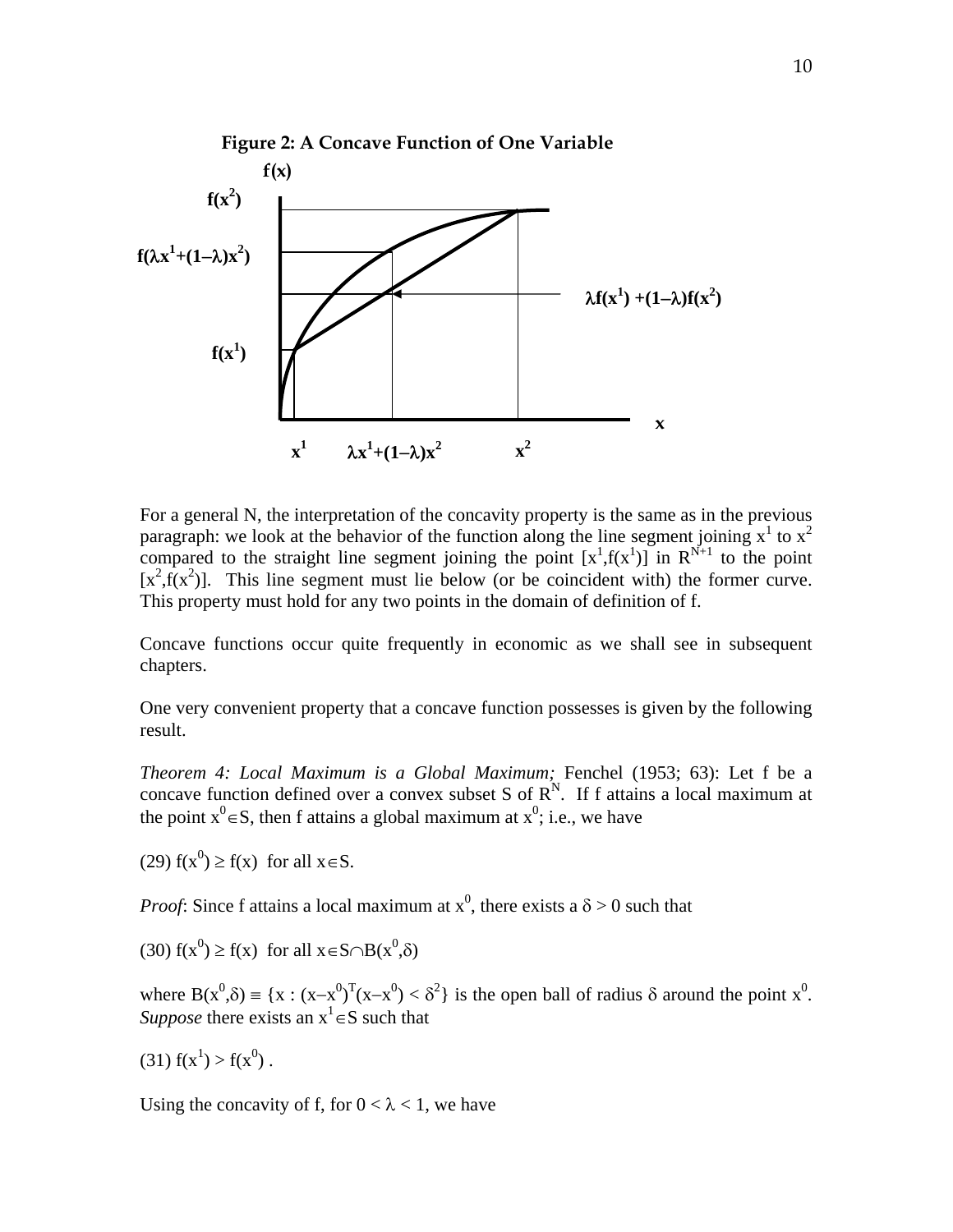**Figure 2: A Concave Function of One Variable**

For a general N, the interpretation of the concavity property is the same as in the previous paragraph: we look at the behavior of the function along the line segment joining $x^1$ to $x^2$ compared to the straight line segment joining the point $[x^1,f(x^1)]$ in $R^{N+1}$ to the point $[x^2,f(x^2)]$. This line segment must lie below (or be coincident with) the former curve. This property must hold for any two points in the domain of definition of f.

Concave functions occur quite frequently in economic as we shall see in subsequent chapters.

One very convenient property that a concave function possesses is given by the following result.

*Theorem 4: Local Maximum is a Global Maximum;* Fenchel (1953; 63): Let f be a concave function defined over a convex subset S of $R^N$. If f attains a local maximum at the point $x^0 \in S$, then f attains a global maximum at $x^0$; i.e., we have

(29) $f(x^0) \geq f(x)$ for all $x \in S$.

*Proof*: Since f attains a local maximum at $x^0$, there exists a $\delta > 0$ such that

(30) $f(x^0) \geq f(x)$ for all $x \in S \cap B(x^0,\delta)$

where $B(x^0,\delta) \equiv \{x : (x-x^0)^T(x-x^0) < \delta^2\}$ is the open ball of radius $\delta$ around the point $x^0$. *Suppose* there exists an $x^1 \in S$ such that

(31) $f(x^1) > f(x^0)$ .

Using the concavity of f, for $0 < \lambda < 1$, we have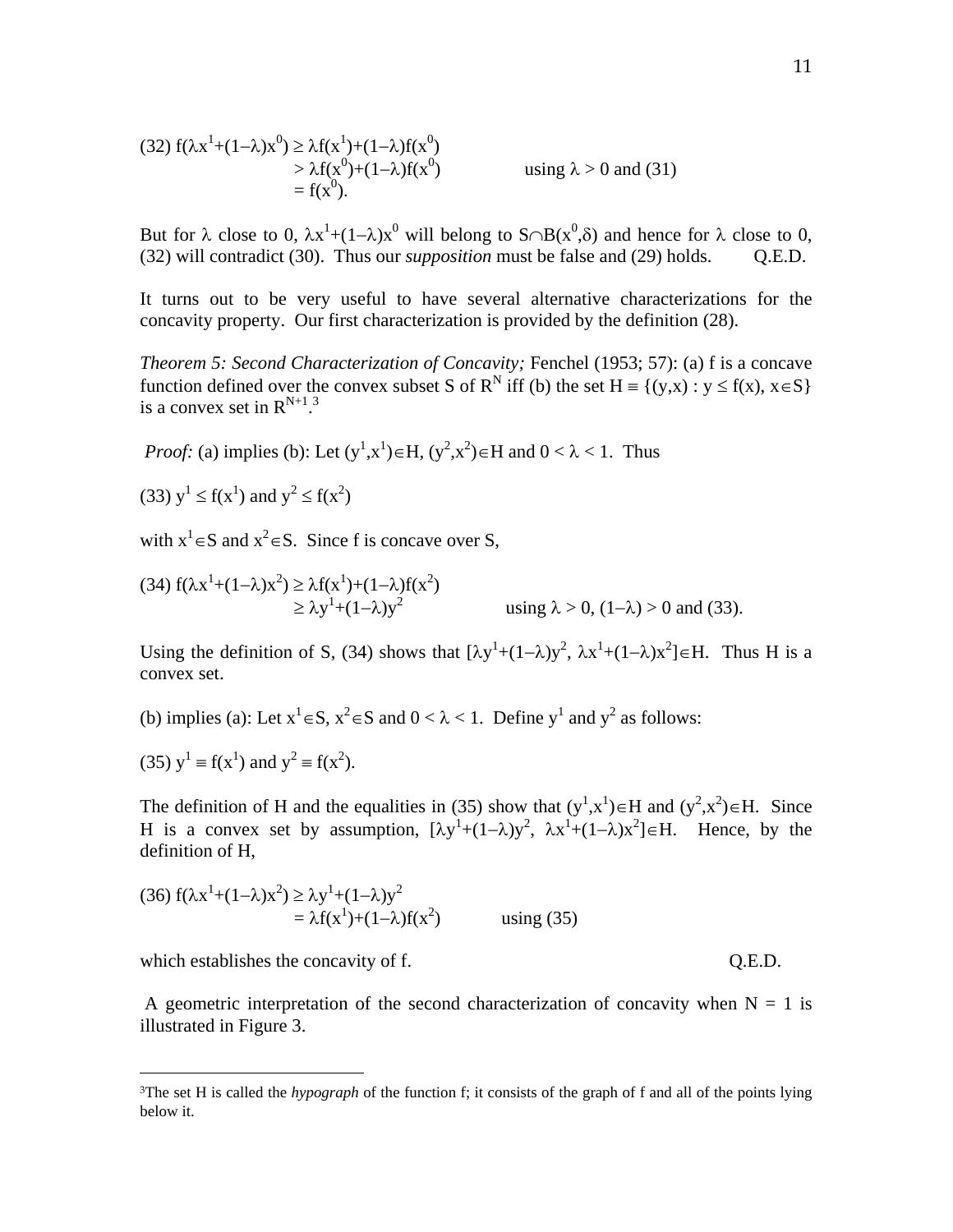$$
\begin{aligned}
(32)\ f(\lambda x^1+(1-\lambda)x^0) &\geq \lambda f(x^1)+(1-\lambda)f(x^0) \\
&> \lambda f(x^0)+(1-\lambda)f(x^0) \qquad \text{using } \lambda > 0 \text{ and (31)} \\
&= f(x^0).
\end{aligned}
$$

But for $\lambda$ close to 0, $\lambda x^1+(1-\lambda)x^0$ will belong to $S \cap B(x^0,\delta)$ and hence for $\lambda$ close to 0, (32) will contradict (30). Thus our *supposition* must be false and (29) holds. Q.E.D.

It turns out to be very useful to have several alternative characterizations for the concavity property. Our first characterization is provided by the definition (28).

*Theorem 5: Second Characterization of Concavity;* Fenchel (1953; 57): (a) f is a concave function defined over the convex subset S of $R^N$ iff (b) the set $H \equiv \{(y,x) : y \leq f(x), x \in S\}$ is a convex set in $R^{N+1}$.[3]

*Proof:* (a) implies (b): Let $(y^1,x^1) \in H$, $(y^2,x^2) \in H$ and $0 < \lambda < 1$. Thus

$$(33)\ y^1 \leq f(x^1) \text{ and } y^2 \leq f(x^2)$$

with $x^1 \in S$ and $x^2 \in S$. Since f is concave over S,

$$
\begin{aligned}
(34)\ f(\lambda x^1+(1-\lambda)x^2) &\geq \lambda f(x^1)+(1-\lambda)f(x^2) \\
&\geq \lambda y^1+(1-\lambda)y^2 \qquad \text{using } \lambda > 0,\ (1-\lambda) > 0 \text{ and (33).}
\end{aligned}
$$

Using the definition of S, (34) shows that $[\lambda y^1+(1-\lambda)y^2, \lambda x^1+(1-\lambda)x^2] \in H$. Thus H is a convex set.

(b) implies (a): Let $x^1 \in S$, $x^2 \in S$ and $0 < \lambda < 1$. Define $y^1$ and $y^2$ as follows:

$$(35)\ y^1 \equiv f(x^1) \text{ and } y^2 \equiv f(x^2).$$

The definition of H and the equalities in (35) show that $(y^1,x^1) \in H$ and $(y^2,x^2) \in H$. Since H is a convex set by assumption, $[\lambda y^1+(1-\lambda)y^2, \lambda x^1+(1-\lambda)x^2] \in H$. Hence, by the definition of H,

$$
\begin{aligned}
(36)\ f(\lambda x^1+(1-\lambda)x^2) &\geq \lambda y^1+(1-\lambda)y^2 \\
&= \lambda f(x^1)+(1-\lambda)f(x^2) \qquad \text{using (35)}
\end{aligned}
$$

which establishes the concavity of f. Q.E.D.

A geometric interpretation of the second characterization of concavity when N = 1 is illustrated in Figure 3.

---

[3] The set H is called the *hypograph* of the function f; it consists of the graph of f and all of the points lying below it.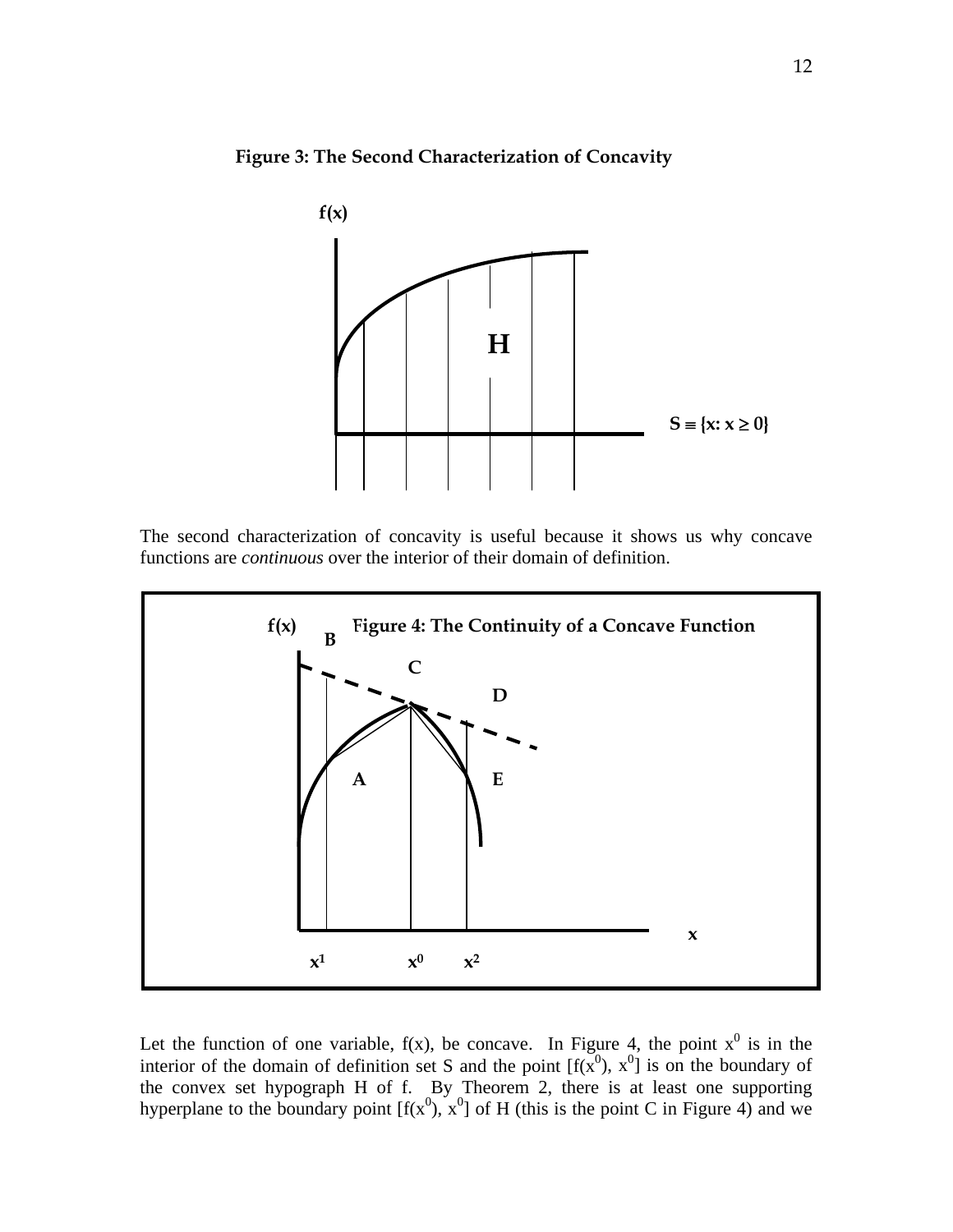**Figure 3: The Second Characterization of Concavity**

The second characterization of concavity is useful because it shows us why concave functions are *continuous* over the interior of their domain of definition.

**Figure 4: The Continuity of a Concave Function**

Let the function of one variable, f(x), be concave. In Figure 4, the point $x^0$ is in the interior of the domain of definition set S and the point $[f(x^0), x^0]$ is on the boundary of the convex set hypograph H of f. By Theorem 2, there is at least one supporting hyperplane to the boundary point $[f(x^0), x^0]$ of H (this is the point C in Figure 4) and we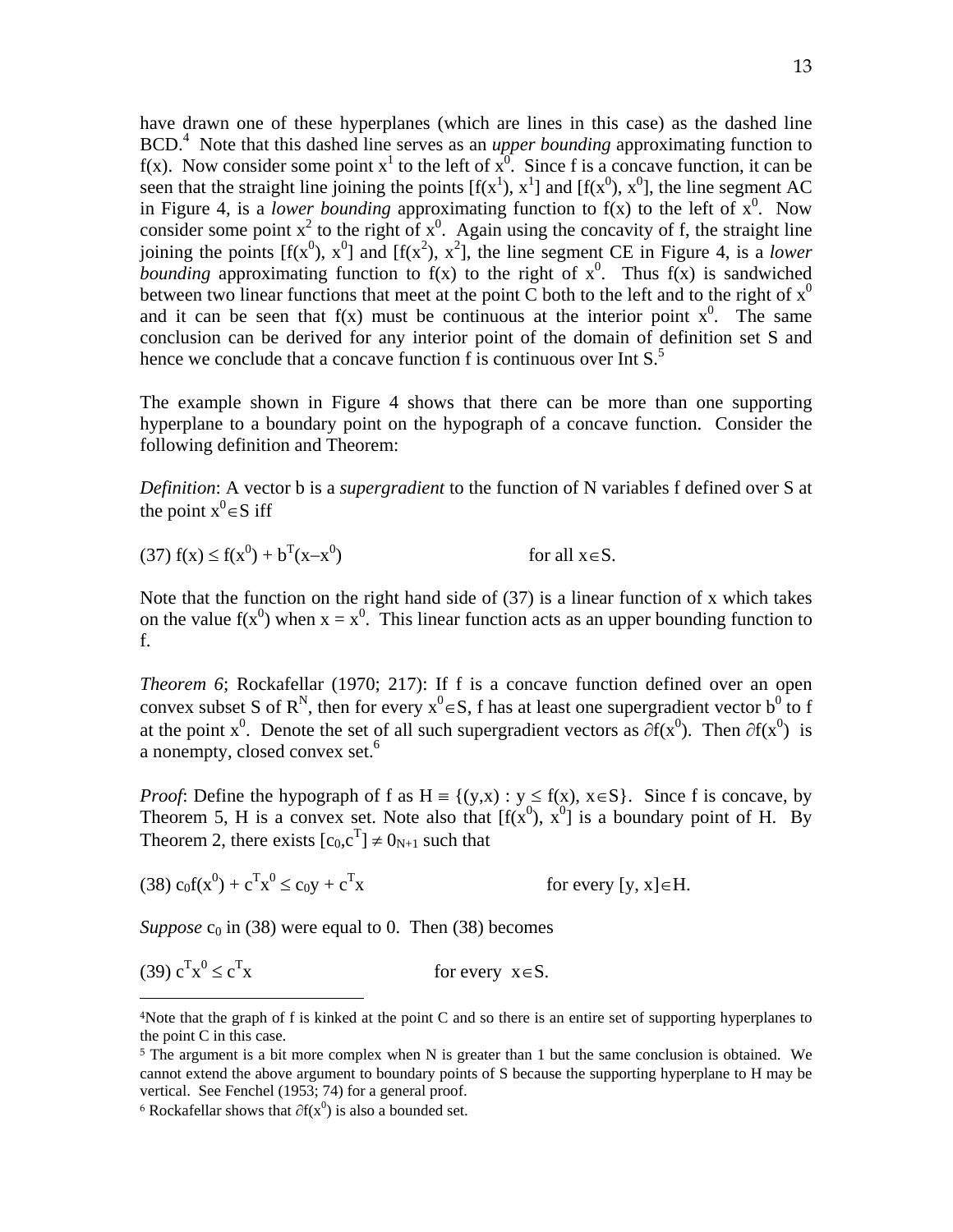have drawn one of these hyperplanes (which are lines in this case) as the dashed line BCD.[4] Note that this dashed line serves as an *upper bounding* approximating function to f(x). Now consider some point $x^1$ to the left of $x^0$. Since f is a concave function, it can be seen that the straight line joining the points $[f(x^1), x^1]$ and $[f(x^0), x^0]$, the line segment AC in Figure 4, is a *lower bounding* approximating function to f(x) to the left of $x^0$. Now consider some point $x^2$ to the right of $x^0$. Again using the concavity of f, the straight line joining the points $[f(x^0), x^0]$ and $[f(x^2), x^2]$, the line segment CE in Figure 4, is a *lower bounding* approximating function to f(x) to the right of $x^0$. Thus f(x) is sandwiched between two linear functions that meet at the point C both to the left and to the right of $x^0$ and it can be seen that f(x) must be continuous at the interior point $x^0$. The same conclusion can be derived for any interior point of the domain of definition set S and hence we conclude that a concave function f is continuous over Int S.[5]

The example shown in Figure 4 shows that there can be more than one supporting hyperplane to a boundary point on the hypograph of a concave function. Consider the following definition and Theorem:

*Definition*: A vector b is a *supergradient* to the function of N variables f defined over S at the point $x^0 \in S$ iff

$$(37)\ f(x) \leq f(x^0) + b^T(x - x^0) \qquad \text{for all } x \in S.$$

Note that the function on the right hand side of (37) is a linear function of x which takes on the value $f(x^0)$ when $x = x^0$. This linear function acts as an upper bounding function to f.

*Theorem 6*; Rockafellar (1970; 217): If f is a concave function defined over an open convex subset S of $R^N$, then for every $x^0 \in S$, f has at least one supergradient vector $b^0$ to f at the point $x^0$. Denote the set of all such supergradient vectors as $\partial f(x^0)$. Then $\partial f(x^0)$ is a nonempty, closed convex set.[6]

*Proof*: Define the hypograph of f as $H \equiv \{(y,x) : y \leq f(x), x \in S\}$. Since f is concave, by Theorem 5, H is a convex set. Note also that $[f(x^0), x^0]$ is a boundary point of H. By Theorem 2, there exists $[c_0, c^T] \neq 0_{N+1}$ such that

$$(38)\ c_0 f(x^0) + c^T x^0 \leq c_0 y + c^T x \qquad \text{for every } [y, x] \in H.$$

*Suppose* $c_0$ in (38) were equal to 0. Then (38) becomes

$$(39)\ c^T x^0 \leq c^T x \qquad \text{for every } x \in S.$$

---

[4] Note that the graph of f is kinked at the point C and so there is an entire set of supporting hyperplanes to the point C in this case.

[5] The argument is a bit more complex when N is greater than 1 but the same conclusion is obtained. We cannot extend the above argument to boundary points of S because the supporting hyperplane to H may be vertical. See Fenchel (1953; 74) for a general proof.

[6] Rockafellar shows that $\partial f(x^0)$ is also a bounded set.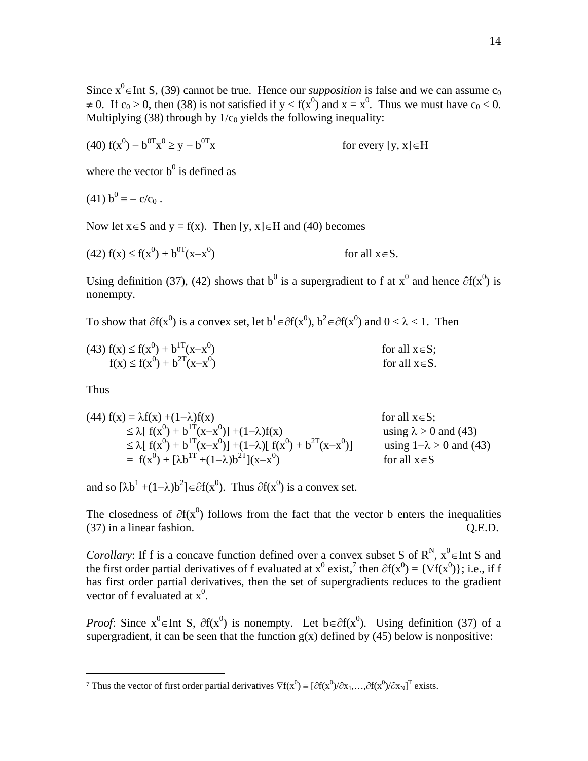Since $x^0 \in \text{Int } S$, (39) cannot be true. Hence our *supposition* is false and we can assume $c_0 \neq 0$. If $c_0 > 0$, then (38) is not satisfied if $y < f(x^0)$ and $x = x^0$. Thus we must have $c_0 < 0$. Multiplying (38) through by $1/c_0$ yields the following inequality:

$$(40)\ f(x^0) - b^{0T}x^0 \geq y - b^{0T}x \qquad\qquad \text{for every } [y, x] \in H$$

where the vector $b^0$ is defined as

$$(41)\ b^0 \equiv -\, c/c_0\ .$$

Now let $x \in S$ and $y = f(x)$. Then $[y, x] \in H$ and (40) becomes

$$(42)\ f(x) \leq f(x^0) + b^{0T}(x - x^0) \qquad\qquad \text{for all } x \in S.$$

Using definition (37), (42) shows that $b^0$ is a supergradient to f at $x^0$ and hence $\partial f(x^0)$ is nonempty.

To show that $\partial f(x^0)$ is a convex set, let $b^1 \in \partial f(x^0)$, $b^2 \in \partial f(x^0)$ and $0 < \lambda < 1$. Then

$$\begin{aligned}
(43)\ f(x) &\leq f(x^0) + b^{1T}(x - x^0) && \text{for all } x \in S;\\
f(x) &\leq f(x^0) + b^{2T}(x - x^0) && \text{for all } x \in S.
\end{aligned}$$

Thus

$$\begin{aligned}
(44)\ f(x) &= \lambda f(x) + (1-\lambda)f(x) && \text{for all } x \in S;\\
&\leq \lambda[\, f(x^0) + b^{1T}(x - x^0)] + (1-\lambda)f(x) && \text{using } \lambda > 0 \text{ and (43)}\\
&\leq \lambda[\, f(x^0) + b^{1T}(x - x^0)] + (1-\lambda)[\, f(x^0) + b^{2T}(x - x^0)] && \text{using } 1-\lambda > 0 \text{ and (43)}\\
&= f(x^0) + [\lambda b^{1T} + (1-\lambda)b^{2T}](x - x^0) && \text{for all } x \in S
\end{aligned}$$

and so $[\lambda b^1 + (1-\lambda)b^2] \in \partial f(x^0)$. Thus $\partial f(x^0)$ is a convex set.

The closedness of $\partial f(x^0)$ follows from the fact that the vector b enters the inequalities (37) in a linear fashion. Q.E.D.

*Corollary*: If f is a concave function defined over a convex subset S of $R^N$, $x^0 \in \text{Int } S$ and the first order partial derivatives of f evaluated at $x^0$ exist,[7] then $\partial f(x^0) = \{\nabla f(x^0)\}$; i.e., if f has first order partial derivatives, then the set of supergradients reduces to the gradient vector of f evaluated at $x^0$.

*Proof*: Since $x^0 \in \text{Int } S$, $\partial f(x^0)$ is nonempty. Let $b \in \partial f(x^0)$. Using definition (37) of a supergradient, it can be seen that the function g(x) defined by (45) below is nonpositive:

---

[7] Thus the vector of first order partial derivatives $\nabla f(x^0) \equiv [\partial f(x^0)/\partial x_1, \ldots, \partial f(x^0)/\partial x_N]^T$ exists.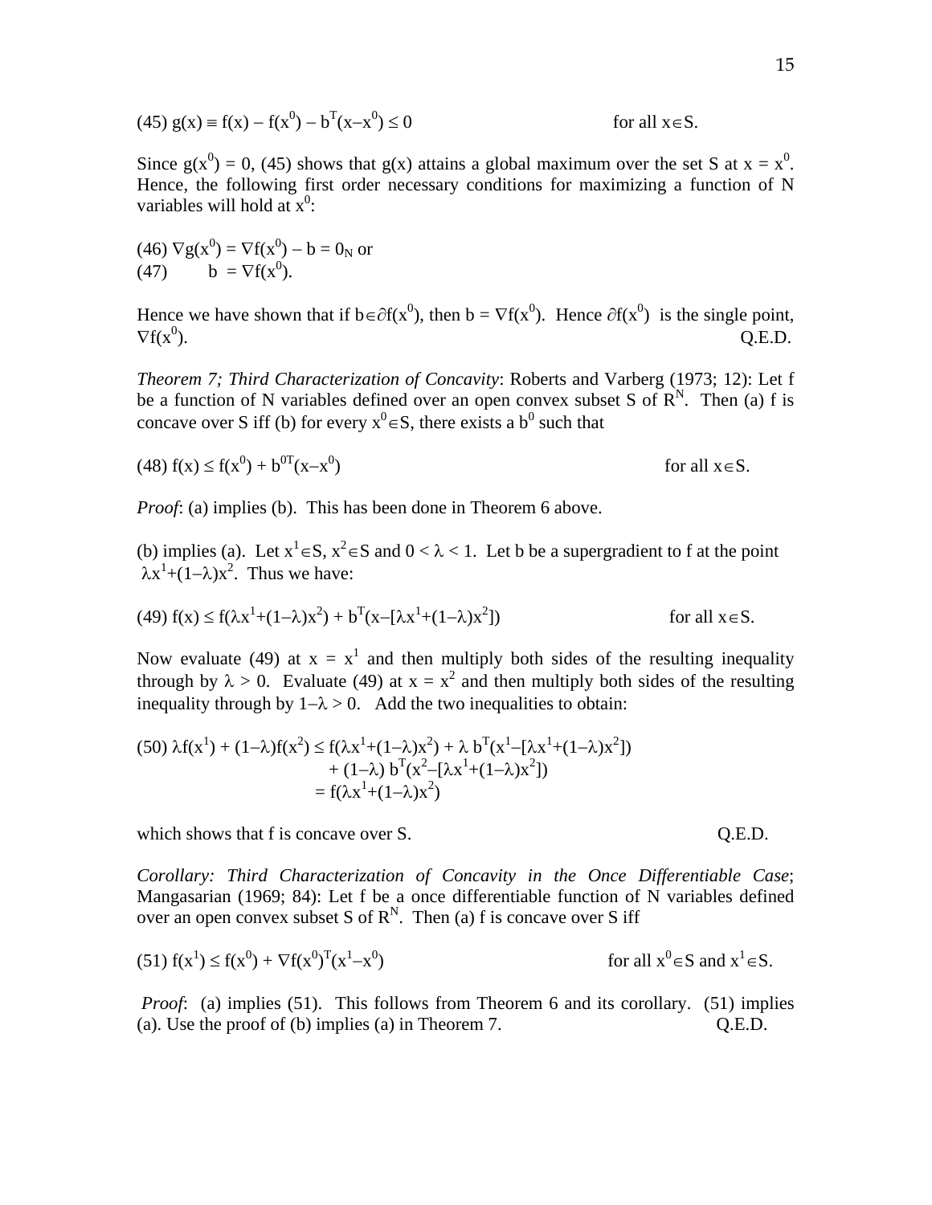(45) $g(x) \equiv f(x) - f(x^0) - b^T(x-x^0) \leq 0$ for all $x \in S$.

Since $g(x^0) = 0$, (45) shows that $g(x)$ attains a global maximum over the set S at $x = x^0$. Hence, the following first order necessary conditions for maximizing a function of N variables will hold at $x^0$:

(46) $\nabla g(x^0) = \nabla f(x^0) - b = 0_N$ or
(47) $b = \nabla f(x^0)$.

Hence we have shown that if $b \in \partial f(x^0)$, then $b = \nabla f(x^0)$. Hence $\partial f(x^0)$ is the single point, $\nabla f(x^0)$. Q.E.D.

*Theorem 7; Third Characterization of Concavity*: Roberts and Varberg (1973; 12): Let f be a function of N variables defined over an open convex subset S of $R^N$. Then (a) f is concave over S iff (b) for every $x^0 \in S$, there exists a $b^0$ such that

(48) $f(x) \leq f(x^0) + b^{0T}(x-x^0)$ for all $x \in S$.

*Proof*: (a) implies (b). This has been done in Theorem 6 above.

(b) implies (a). Let $x^1 \in S$, $x^2 \in S$ and $0 < \lambda < 1$. Let b be a supergradient to f at the point $\lambda x^1+(1-\lambda)x^2$. Thus we have:

(49) $f(x) \leq f(\lambda x^1+(1-\lambda)x^2) + b^T(x-[\lambda x^1+(1-\lambda)x^2])$ for all $x \in S$.

Now evaluate (49) at $x = x^1$ and then multiply both sides of the resulting inequality through by $\lambda > 0$. Evaluate (49) at $x = x^2$ and then multiply both sides of the resulting inequality through by $1-\lambda > 0$. Add the two inequalities to obtain:

$$
\begin{aligned}
(50)\ \lambda f(x^1) + (1-\lambda)f(x^2) &\leq f(\lambda x^1+(1-\lambda)x^2) + \lambda\, b^T(x^1-[\lambda x^1+(1-\lambda)x^2]) \\
&\quad + (1-\lambda)\, b^T(x^2-[\lambda x^1+(1-\lambda)x^2]) \\
&= f(\lambda x^1+(1-\lambda)x^2)
\end{aligned}
$$

which shows that f is concave over S. Q.E.D.

*Corollary: Third Characterization of Concavity in the Once Differentiable Case*; Mangasarian (1969; 84): Let f be a once differentiable function of N variables defined over an open convex subset S of $R^N$. Then (a) f is concave over S iff

(51) $f(x^1) \leq f(x^0) + \nabla f(x^0)^T(x^1-x^0)$ for all $x^0 \in S$ and $x^1 \in S$.

*Proof*: (a) implies (51). This follows from Theorem 6 and its corollary. (51) implies (a). Use the proof of (b) implies (a) in Theorem 7. Q.E.D.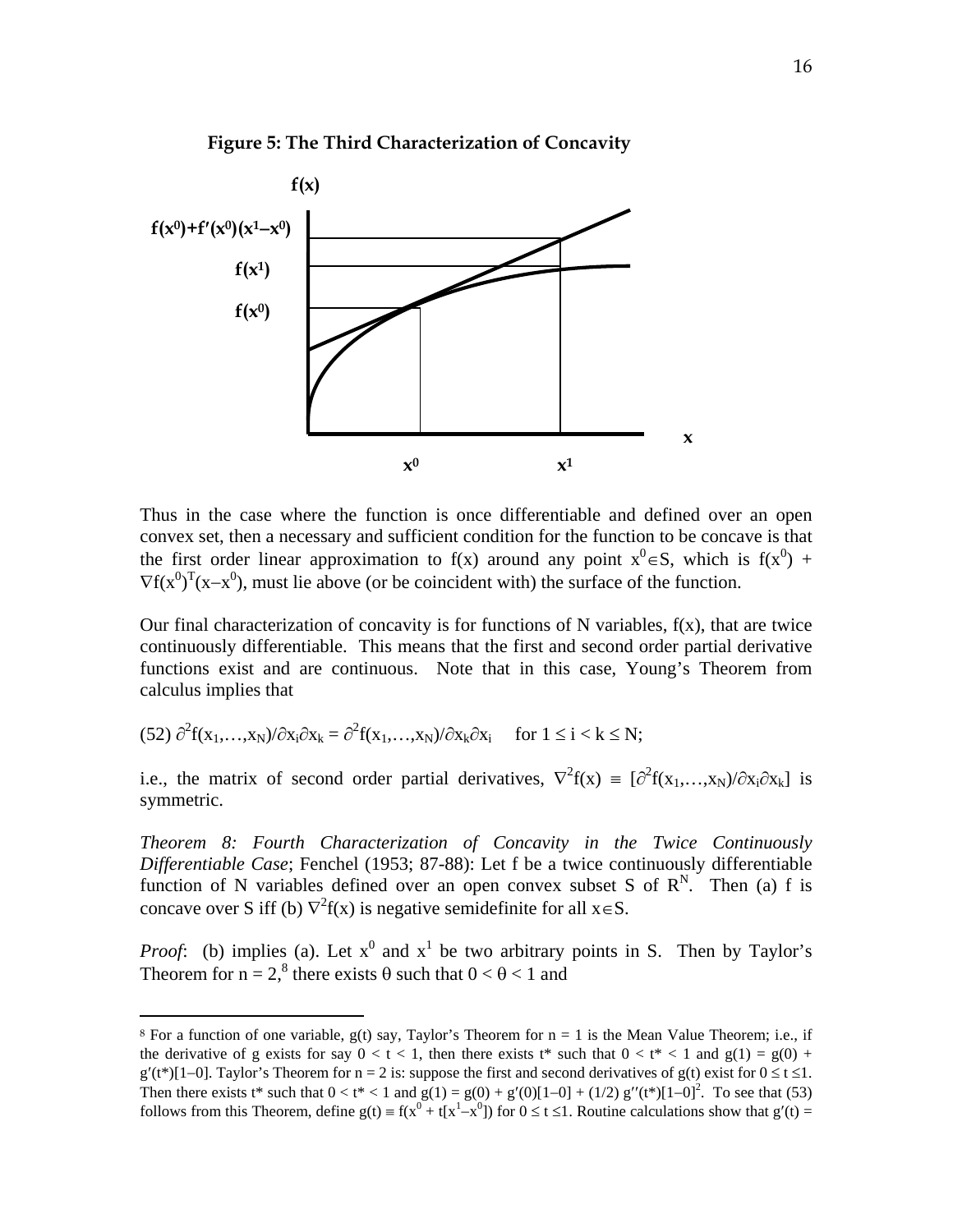**Figure 5: The Third Characterization of Concavity**

Thus in the case where the function is once differentiable and defined over an open convex set, then a necessary and sufficient condition for the function to be concave is that the first order linear approximation to f(x) around any point $x^0 \in S$, which is $f(x^0) + \nabla f(x^0)^T(x-x^0)$, must lie above (or be coincident with) the surface of the function.

Our final characterization of concavity is for functions of N variables, f(x), that are twice continuously differentiable. This means that the first and second order partial derivative functions exist and are continuous. Note that in this case, Young's Theorem from calculus implies that

$$(52)\ \partial^2 f(x_1,\ldots,x_N)/\partial x_i \partial x_k = \partial^2 f(x_1,\ldots,x_N)/\partial x_k \partial x_i \quad \text{for } 1 \le i < k \le N;$$

i.e., the matrix of second order partial derivatives, $\nabla^2 f(x) \equiv [\partial^2 f(x_1,\ldots,x_N)/\partial x_i \partial x_k]$ is symmetric.

*Theorem 8: Fourth Characterization of Concavity in the Twice Continuously Differentiable Case*; Fenchel (1953; 87-88): Let f be a twice continuously differentiable function of N variables defined over an open convex subset S of $R^N$. Then (a) f is concave over S iff (b) $\nabla^2 f(x)$ is negative semidefinite for all $x \in S$.

*Proof*: (b) implies (a). Let $x^0$ and $x^1$ be two arbitrary points in S. Then by Taylor's Theorem for n = 2,[8] there exists θ such that $0 < \theta < 1$ and

[8] For a function of one variable, g(t) say, Taylor's Theorem for n = 1 is the Mean Value Theorem; i.e., if the derivative of g exists for say $0 < t < 1$, then there exists $t^*$ such that $0 < t^* < 1$ and $g(1) = g(0) + g'(t^*)[1-0]$. Taylor's Theorem for n = 2 is: suppose the first and second derivatives of g(t) exist for $0 \le t \le 1$. Then there exists $t^*$ such that $0 < t^* < 1$ and $g(1) = g(0) + g'(0)[1-0] + (1/2)\, g''(t^*)[1-0]^2$. To see that (53) follows from this Theorem, define $g(t) \equiv f(x^0 + t[x^1-x^0])$ for $0 \le t \le 1$. Routine calculations show that $g'(t) =$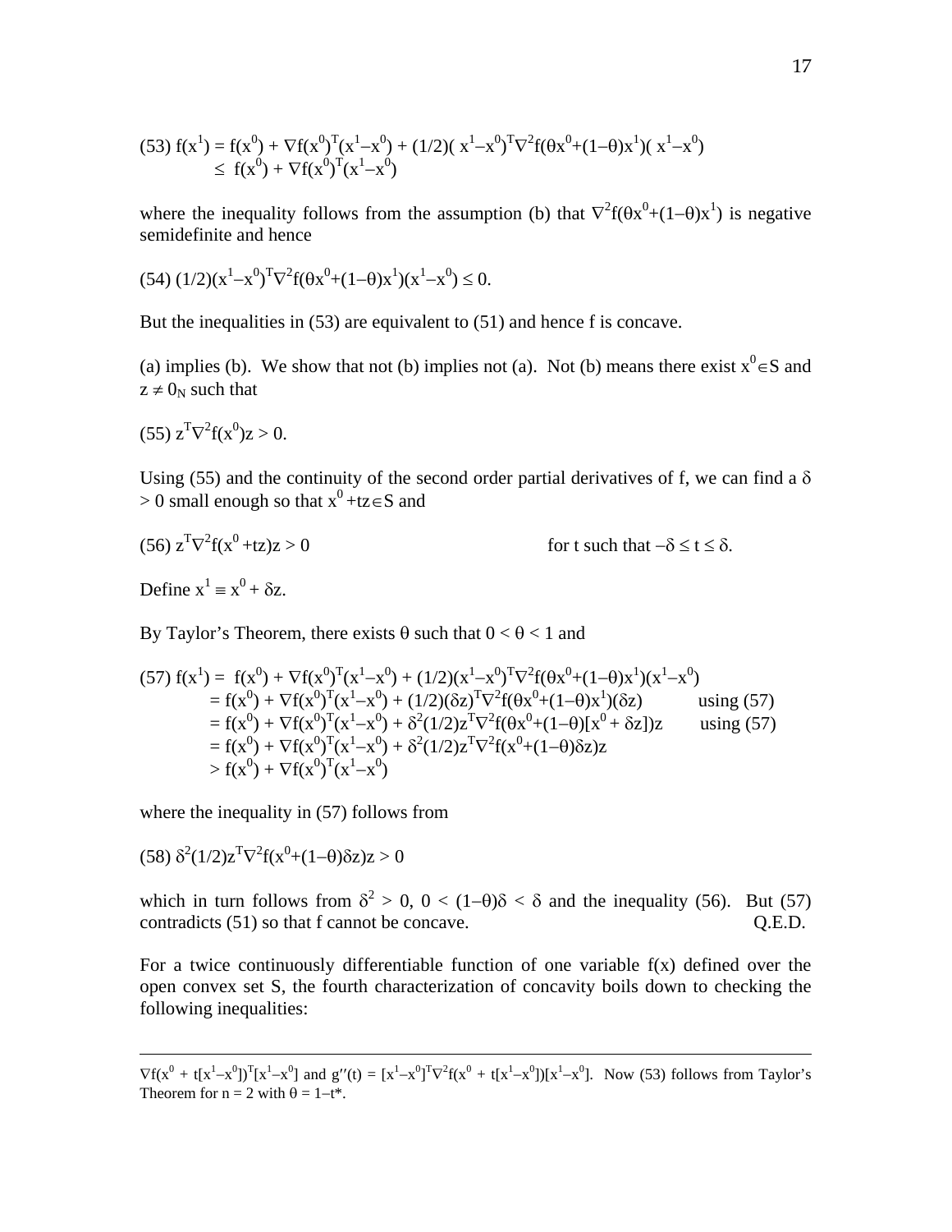$$\text{(53) } f(x^1) = f(x^0) + \nabla f(x^0)^T(x^1-x^0) + (1/2)(x^1-x^0)^T\nabla^2 f(\theta x^0+(1-\theta)x^1)(x^1-x^0)$$
$$\leq f(x^0) + \nabla f(x^0)^T(x^1-x^0)$$

where the inequality follows from the assumption (b) that $\nabla^2 f(\theta x^0+(1-\theta)x^1)$ is negative semidefinite and hence

$$\text{(54) } (1/2)(x^1-x^0)^T\nabla^2 f(\theta x^0+(1-\theta)x^1)(x^1-x^0) \leq 0.$$

But the inequalities in (53) are equivalent to (51) and hence f is concave.

(a) implies (b). We show that not (b) implies not (a). Not (b) means there exist $x^0 \in S$ and $z \neq 0_N$ such that

$$\text{(55) } z^T\nabla^2 f(x^0)z > 0.$$

Using (55) and the continuity of the second order partial derivatives of f, we can find a $\delta > 0$ small enough so that $x^0 + tz \in S$ and

$$\text{(56) } z^T\nabla^2 f(x^0 + tz)z > 0 \qquad \text{for t such that } -\delta \leq t \leq \delta.$$

Define $x^1 \equiv x^0 + \delta z$.

By Taylor's Theorem, there exists $\theta$ such that $0 < \theta < 1$ and

$$\text{(57) } f(x^1) = f(x^0) + \nabla f(x^0)^T(x^1-x^0) + (1/2)(x^1-x^0)^T\nabla^2 f(\theta x^0+(1-\theta)x^1)(x^1-x^0)$$
$$= f(x^0) + \nabla f(x^0)^T(x^1-x^0) + (1/2)(\delta z)^T\nabla^2 f(\theta x^0+(1-\theta)x^1)(\delta z) \qquad \text{using (57)}$$
$$= f(x^0) + \nabla f(x^0)^T(x^1-x^0) + \delta^2(1/2)z^T\nabla^2 f(\theta x^0+(1-\theta)[x^0 + \delta z])z \qquad \text{using (57)}$$
$$= f(x^0) + \nabla f(x^0)^T(x^1-x^0) + \delta^2(1/2)z^T\nabla^2 f(x^0+(1-\theta)\delta z)z$$
$$> f(x^0) + \nabla f(x^0)^T(x^1-x^0)$$

where the inequality in (57) follows from

$$\text{(58) } \delta^2(1/2)z^T\nabla^2 f(x^0+(1-\theta)\delta z)z > 0$$

which in turn follows from $\delta^2 > 0$, $0 < (1-\theta)\delta < \delta$ and the inequality (56). But (57) contradicts (51) so that f cannot be concave. Q.E.D.

For a twice continuously differentiable function of one variable f(x) defined over the open convex set S, the fourth characterization of concavity boils down to checking the following inequalities:

---

$\nabla f(x^0 + t[x^1-x^0])^T[x^1-x^0]$ and $g''(t) = [x^1-x^0]^T\nabla^2 f(x^0 + t[x^1-x^0])[x^1-x^0]$. Now (53) follows from Taylor's Theorem for n = 2 with $\theta = 1-t^*$.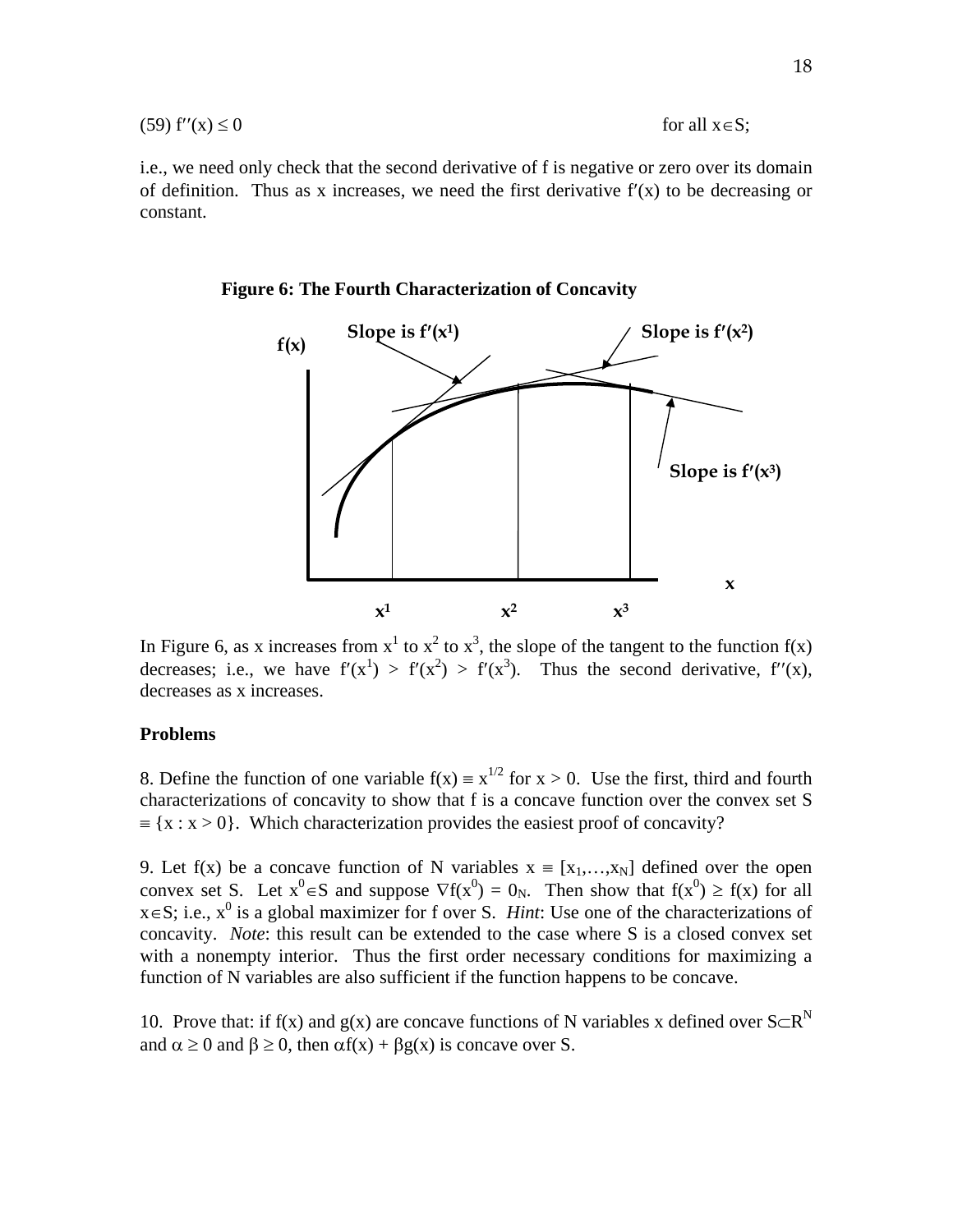(59) $f''(x) \leq 0$ for all $x \in S$;

i.e., we need only check that the second derivative of f is negative or zero over its domain of definition. Thus as x increases, we need the first derivative $f'(x)$ to be decreasing or constant.

**Figure 6: The Fourth Characterization of Concavity**

In Figure 6, as x increases from $x^1$ to $x^2$ to $x^3$, the slope of the tangent to the function $f(x)$ decreases; i.e., we have $f'(x^1) > f'(x^2) > f'(x^3)$. Thus the second derivative, $f''(x)$, decreases as x increases.

**Problems**

8. Define the function of one variable $f(x) \equiv x^{1/2}$ for $x > 0$. Use the first, third and fourth characterizations of concavity to show that f is a concave function over the convex set $S \equiv \{x : x > 0\}$. Which characterization provides the easiest proof of concavity?

9. Let $f(x)$ be a concave function of N variables $x \equiv [x_1,\ldots,x_N]$ defined over the open convex set S. Let $x^0 \in S$ and suppose $\nabla f(x^0) = 0_N$. Then show that $f(x^0) \geq f(x)$ for all $x \in S$; i.e., $x^0$ is a global maximizer for f over S. *Hint*: Use one of the characterizations of concavity. *Note*: this result can be extended to the case where S is a closed convex set with a nonempty interior. Thus the first order necessary conditions for maximizing a function of N variables are also sufficient if the function happens to be concave.

10. Prove that: if $f(x)$ and $g(x)$ are concave functions of N variables x defined over $S \subset R^N$ and $\alpha \geq 0$ and $\beta \geq 0$, then $\alpha f(x) + \beta g(x)$ is concave over S.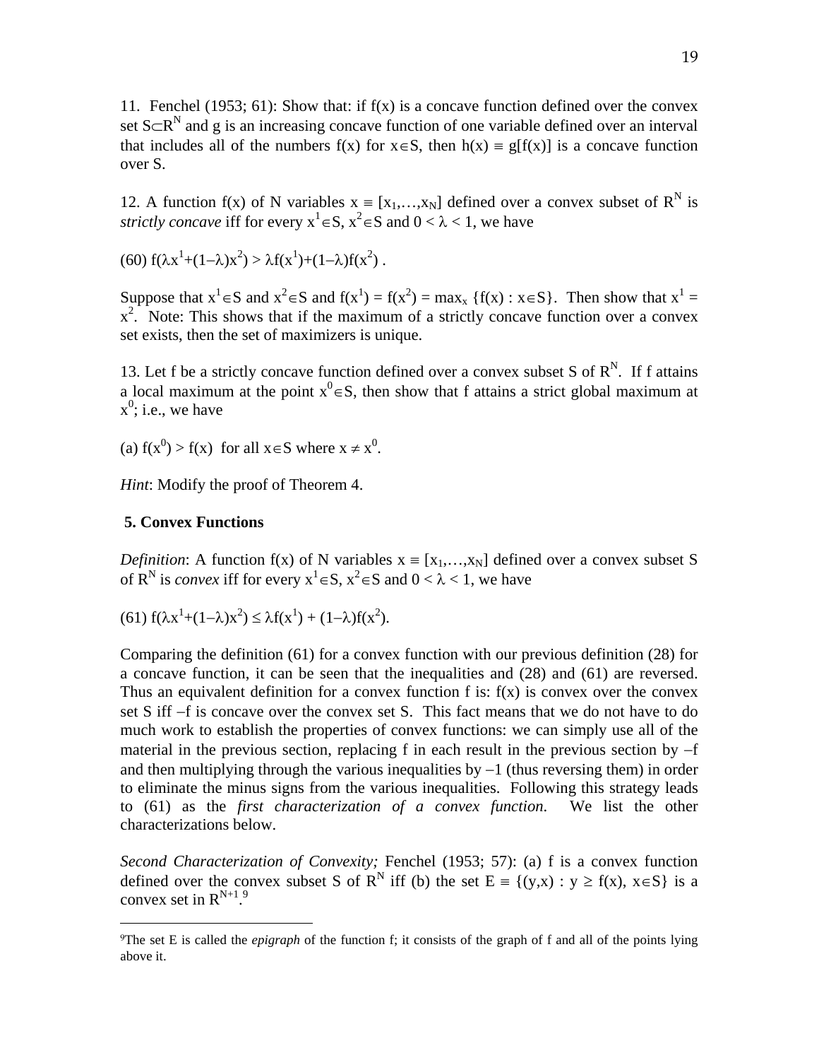11. Fenchel (1953; 61): Show that: if f(x) is a concave function defined over the convex set $S \subset R^N$ and g is an increasing concave function of one variable defined over an interval that includes all of the numbers f(x) for $x \in S$, then $h(x) \equiv g[f(x)]$ is a concave function over S.

12. A function f(x) of N variables $x \equiv [x_1,\ldots,x_N]$ defined over a convex subset of $R^N$ is *strictly concave* iff for every $x^1 \in S$, $x^2 \in S$ and $0 < \lambda < 1$, we have

$$(60)\ f(\lambda x^1+(1-\lambda)x^2) > \lambda f(x^1)+(1-\lambda)f(x^2)\ .$$

Suppose that $x^1 \in S$ and $x^2 \in S$ and $f(x^1) = f(x^2) = \max_x \{f(x) : x \in S\}$. Then show that $x^1 = x^2$. Note: This shows that if the maximum of a strictly concave function over a convex set exists, then the set of maximizers is unique.

13. Let f be a strictly concave function defined over a convex subset S of $R^N$. If f attains a local maximum at the point $x^0 \in S$, then show that f attains a strict global maximum at $x^0$; i.e., we have

(a) $f(x^0) > f(x)$ for all $x \in S$ where $x \neq x^0$.

*Hint*: Modify the proof of Theorem 4.

## 5. Convex Functions

*Definition*: A function f(x) of N variables $x \equiv [x_1,\ldots,x_N]$ defined over a convex subset S of $R^N$ is *convex* iff for every $x^1 \in S$, $x^2 \in S$ and $0 < \lambda < 1$, we have

$$(61)\ f(\lambda x^1+(1-\lambda)x^2) \leq \lambda f(x^1) + (1-\lambda)f(x^2).$$

Comparing the definition (61) for a convex function with our previous definition (28) for a concave function, it can be seen that the inequalities and (28) and (61) are reversed. Thus an equivalent definition for a convex function f is: f(x) is convex over the convex set S iff $-f$ is concave over the convex set S. This fact means that we do not have to do much work to establish the properties of convex functions: we can simply use all of the material in the previous section, replacing f in each result in the previous section by $-f$ and then multiplying through the various inequalities by $-1$ (thus reversing them) in order to eliminate the minus signs from the various inequalities. Following this strategy leads to (61) as the *first characterization of a convex function.* We list the other characterizations below.

*Second Characterization of Convexity;* Fenchel (1953; 57): (a) f is a convex function defined over the convex subset S of $R^N$ iff (b) the set $E \equiv \{(y,x) : y \geq f(x),\ x \in S\}$ is a convex set in $R^{N+1}$.[9]

[9]The set E is called the *epigraph* of the function f; it consists of the graph of f and all of the points lying above it.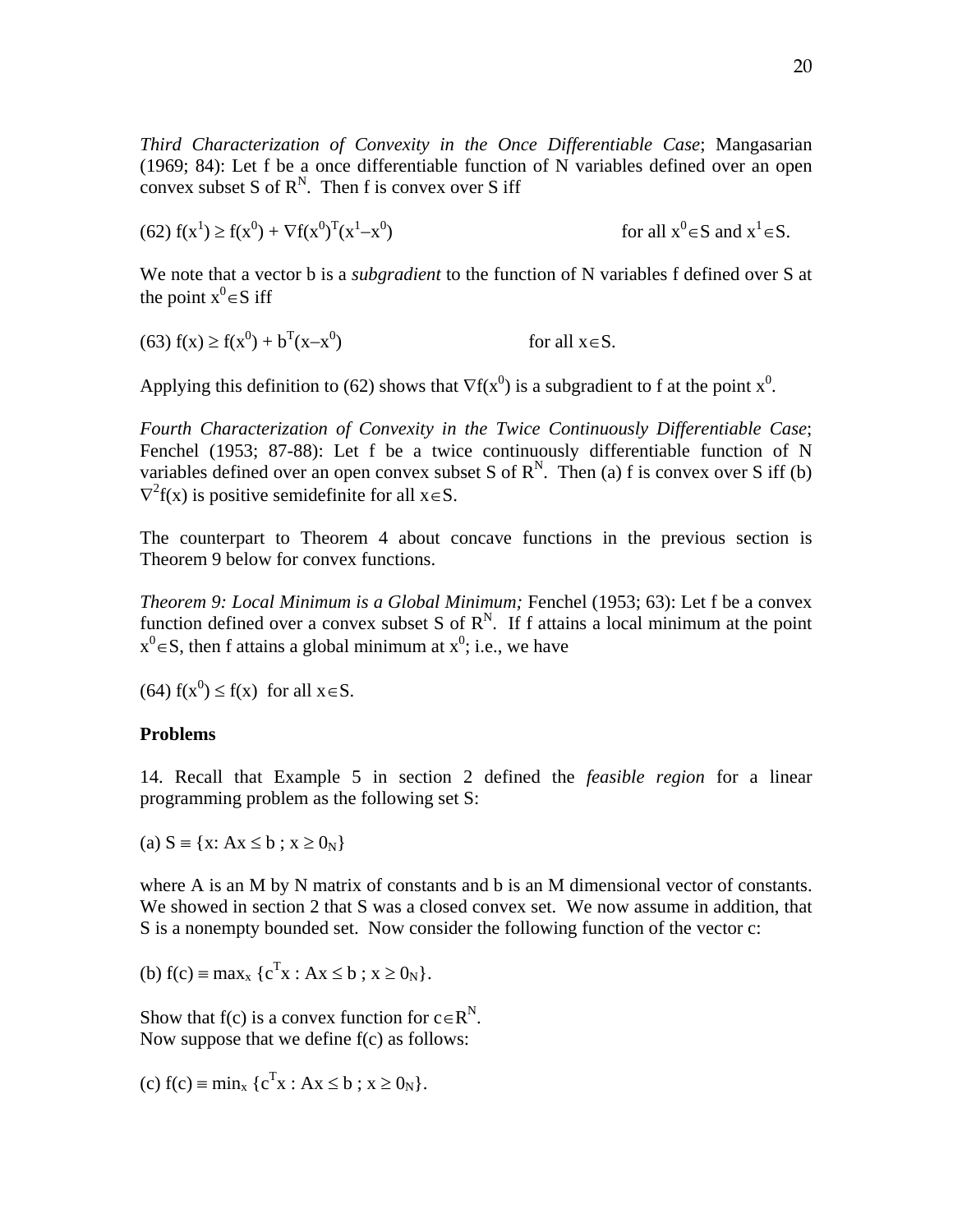*Third Characterization of Convexity in the Once Differentiable Case*; Mangasarian (1969; 84): Let f be a once differentiable function of N variables defined over an open convex subset S of $R^N$. Then f is convex over S iff

$$(62)\ f(x^1) \geq f(x^0) + \nabla f(x^0)^T(x^1 - x^0) \qquad \text{for all } x^0 \in S \text{ and } x^1 \in S.$$

We note that a vector b is a *subgradient* to the function of N variables f defined over S at the point $x^0 \in S$ iff

$$(63)\ f(x) \geq f(x^0) + b^T(x - x^0) \qquad \text{for all } x \in S.$$

Applying this definition to (62) shows that $\nabla f(x^0)$ is a subgradient to f at the point $x^0$.

*Fourth Characterization of Convexity in the Twice Continuously Differentiable Case*; Fenchel (1953; 87-88): Let f be a twice continuously differentiable function of N variables defined over an open convex subset S of $R^N$. Then (a) f is convex over S iff (b) $\nabla^2 f(x)$ is positive semidefinite for all $x \in S$.

The counterpart to Theorem 4 about concave functions in the previous section is Theorem 9 below for convex functions.

*Theorem 9: Local Minimum is a Global Minimum;* Fenchel (1953; 63): Let f be a convex function defined over a convex subset S of $R^N$. If f attains a local minimum at the point $x^0 \in S$, then f attains a global minimum at $x^0$; i.e., we have

$$(64)\ f(x^0) \leq f(x) \quad \text{for all } x \in S.$$

**Problems**

14. Recall that Example 5 in section 2 defined the *feasible region* for a linear programming problem as the following set S:

(a) $S \equiv \{x: Ax \leq b \,;\, x \geq 0_N\}$

where A is an M by N matrix of constants and b is an M dimensional vector of constants. We showed in section 2 that S was a closed convex set. We now assume in addition, that S is a nonempty bounded set. Now consider the following function of the vector c:

(b) $f(c) \equiv \max_x \{c^T x : Ax \leq b \,;\, x \geq 0_N\}$.

Show that f(c) is a convex function for $c \in R^N$.
Now suppose that we define f(c) as follows:

(c) $f(c) \equiv \min_x \{c^T x : Ax \leq b \,;\, x \geq 0_N\}$.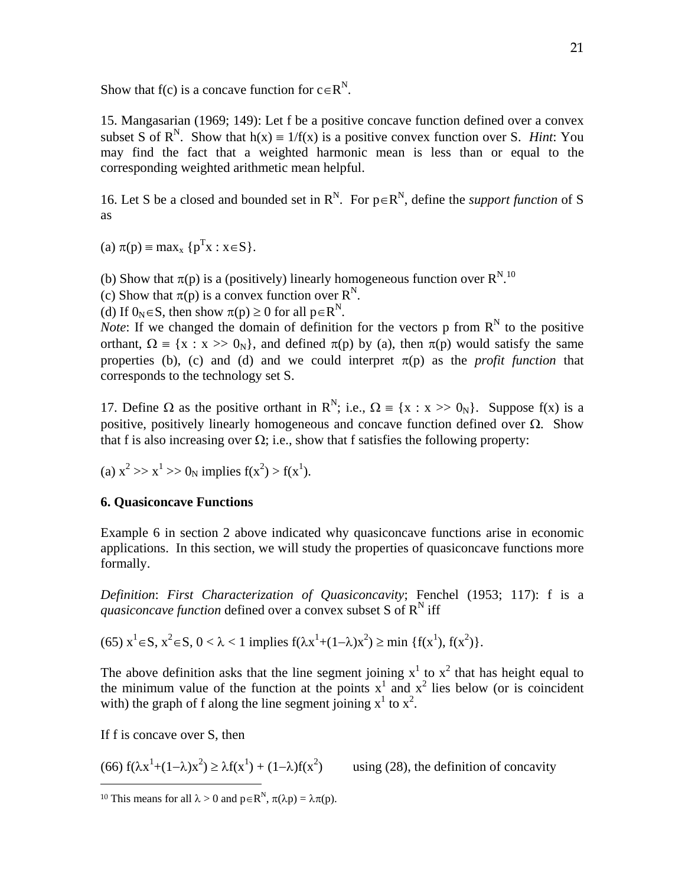Show that f(c) is a concave function for $c \in R^N$.

15. Mangasarian (1969; 149): Let f be a positive concave function defined over a convex subset S of $R^N$. Show that $h(x) \equiv 1/f(x)$ is a positive convex function over S. *Hint*: You may find the fact that a weighted harmonic mean is less than or equal to the corresponding weighted arithmetic mean helpful.

16. Let S be a closed and bounded set in $R^N$. For $p \in R^N$, define the *support function* of S as

(a) $\pi(p) \equiv \max_x \{p^T x : x \in S\}$.

(b) Show that $\pi(p)$ is a (positively) linearly homogeneous function over $R^N$.[10]
(c) Show that $\pi(p)$ is a convex function over $R^N$.
(d) If $0_N \in S$, then show $\pi(p) \geq 0$ for all $p \in R^N$.
*Note*: If we changed the domain of definition for the vectors p from $R^N$ to the positive orthant, $\Omega \equiv \{x : x >> 0_N\}$, and defined $\pi(p)$ by (a), then $\pi(p)$ would satisfy the same properties (b), (c) and (d) and we could interpret $\pi(p)$ as the *profit function* that corresponds to the technology set S.

17. Define $\Omega$ as the positive orthant in $R^N$; i.e., $\Omega \equiv \{x : x >> 0_N\}$. Suppose f(x) is a positive, positively linearly homogeneous and concave function defined over $\Omega$. Show that f is also increasing over $\Omega$; i.e., show that f satisfies the following property:

(a) $x^2 >> x^1 >> 0_N$ implies $f(x^2) > f(x^1)$.

## 6. Quasiconcave Functions

Example 6 in section 2 above indicated why quasiconcave functions arise in economic applications. In this section, we will study the properties of quasiconcave functions more formally.

*Definition*: *First Characterization of Quasiconcavity*; Fenchel (1953; 117): f is a *quasiconcave function* defined over a convex subset S of $R^N$ iff

(65) $x^1 \in S$, $x^2 \in S$, $0 < \lambda < 1$ implies $f(\lambda x^1+(1-\lambda)x^2) \geq \min \{f(x^1), f(x^2)\}$.

The above definition asks that the line segment joining $x^1$ to $x^2$ that has height equal to the minimum value of the function at the points $x^1$ and $x^2$ lies below (or is coincident with) the graph of f along the line segment joining $x^1$ to $x^2$.

If f is concave over S, then

(66) $f(\lambda x^1+(1-\lambda)x^2) \geq \lambda f(x^1) + (1-\lambda)f(x^2)$ using (28), the definition of concavity

---

[10] This means for all $\lambda > 0$ and $p \in R^N$, $\pi(\lambda p) = \lambda \pi(p)$.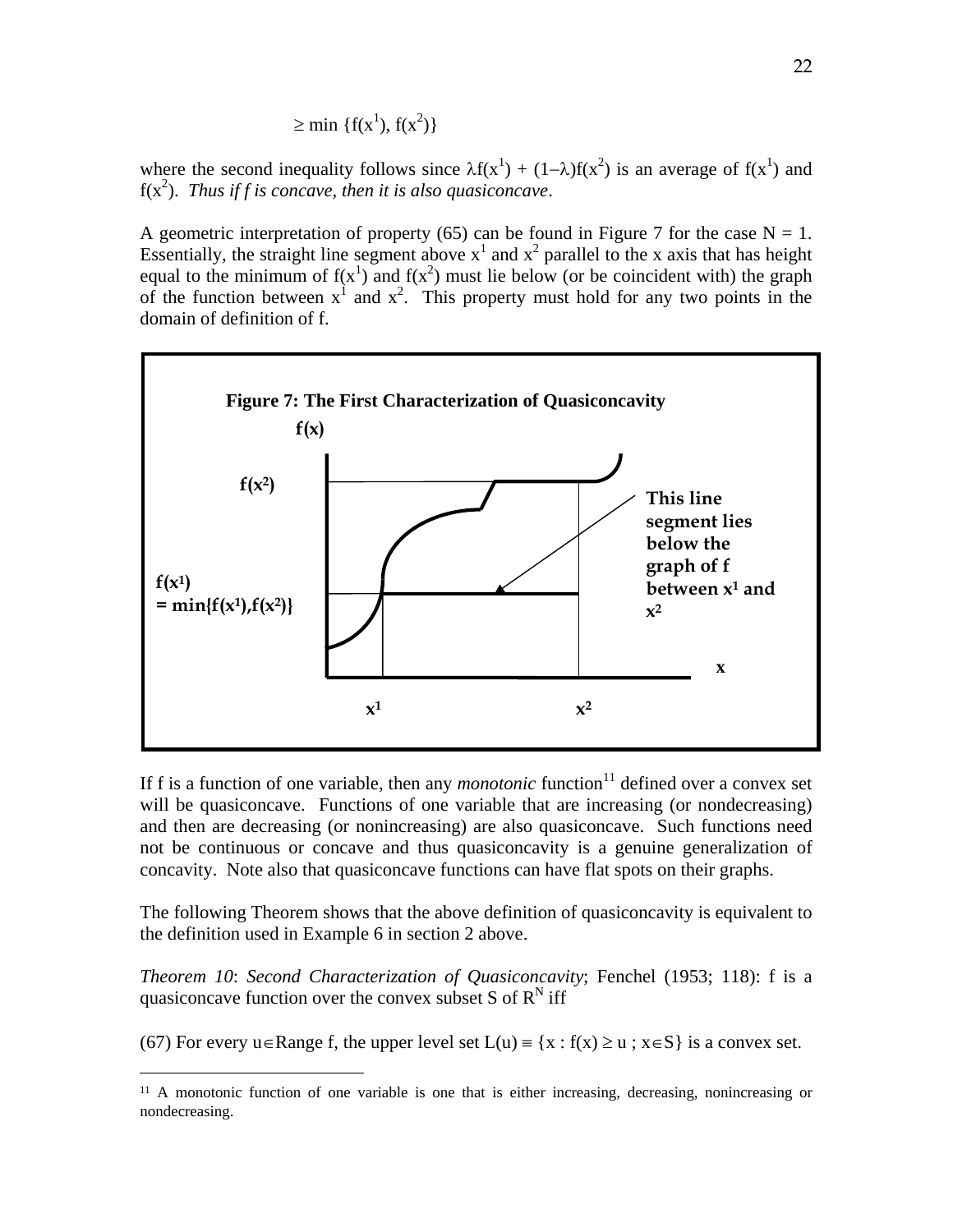$$\geq \min \{f(x^1), f(x^2)\}$$

where the second inequality follows since $\lambda f(x^1) + (1-\lambda)f(x^2)$ is an average of $f(x^1)$ and $f(x^2)$. *Thus if f is concave, then it is also quasiconcave*.

A geometric interpretation of property (65) can be found in Figure 7 for the case $N = 1$. Essentially, the straight line segment above $x^1$ and $x^2$ parallel to the x axis that has height equal to the minimum of $f(x^1)$ and $f(x^2)$ must lie below (or be coincident with) the graph of the function between $x^1$ and $x^2$. This property must hold for any two points in the domain of definition of f.

**Figure 7: The First Characterization of Quasiconcavity**

If f is a function of one variable, then any *monotonic* function[11] defined over a convex set will be quasiconcave. Functions of one variable that are increasing (or nondecreasing) and then are decreasing (or nonincreasing) are also quasiconcave. Such functions need not be continuous or concave and thus quasiconcavity is a genuine generalization of concavity. Note also that quasiconcave functions can have flat spots on their graphs.

The following Theorem shows that the above definition of quasiconcavity is equivalent to the definition used in Example 6 in section 2 above.

*Theorem 10*: *Second Characterization of Quasiconcavity*; Fenchel (1953; 118): f is a quasiconcave function over the convex subset S of $R^N$ iff

(67) For every $u \in$ Range f, the upper level set $L(u) \equiv \{x : f(x) \geq u \; ; x \in S\}$ is a convex set.

[11] A monotonic function of one variable is one that is either increasing, decreasing, nonincreasing or nondecreasing.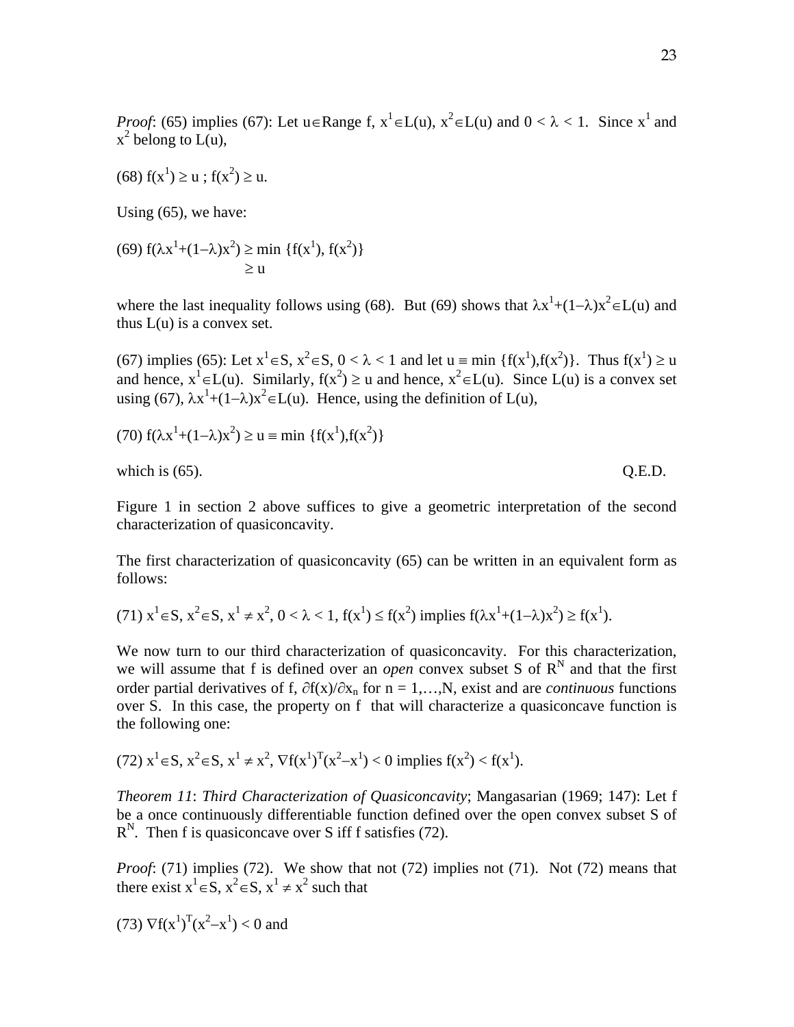*Proof*: (65) implies (67): Let $u \in$ Range f, $x^1 \in L(u)$, $x^2 \in L(u)$ and $0 < \lambda < 1$. Since $x^1$ and $x^2$ belong to $L(u)$,

(68) $f(x^1) \geq u$ ; $f(x^2) \geq u$.

Using (65), we have:

(69) $f(\lambda x^1+(1-\lambda)x^2) \geq \min \{f(x^1), f(x^2)\}$
$\geq u$

where the last inequality follows using (68). But (69) shows that $\lambda x^1+(1-\lambda)x^2 \in L(u)$ and thus $L(u)$ is a convex set.

(67) implies (65): Let $x^1 \in S$, $x^2 \in S$, $0 < \lambda < 1$ and let $u \equiv \min \{f(x^1),f(x^2)\}$. Thus $f(x^1) \geq u$ and hence, $x^1 \in L(u)$. Similarly, $f(x^2) \geq u$ and hence, $x^2 \in L(u)$. Since $L(u)$ is a convex set using (67), $\lambda x^1+(1-\lambda)x^2 \in L(u)$. Hence, using the definition of $L(u)$,

(70) $f(\lambda x^1+(1-\lambda)x^2) \geq u \equiv \min \{f(x^1),f(x^2)\}$

which is (65). Q.E.D.

Figure 1 in section 2 above suffices to give a geometric interpretation of the second characterization of quasiconcavity.

The first characterization of quasiconcavity (65) can be written in an equivalent form as follows:

(71) $x^1 \in S$, $x^2 \in S$, $x^1 \neq x^2$, $0 < \lambda < 1$, $f(x^1) \leq f(x^2)$ implies $f(\lambda x^1+(1-\lambda)x^2) \geq f(x^1)$.

We now turn to our third characterization of quasiconcavity. For this characterization, we will assume that f is defined over an *open* convex subset S of $R^N$ and that the first order partial derivatives of f, $\partial f(x)/\partial x_n$ for $n = 1,\ldots,N$, exist and are *continuous* functions over S. In this case, the property on f that will characterize a quasiconcave function is the following one:

(72) $x^1 \in S$, $x^2 \in S$, $x^1 \neq x^2$, $\nabla f(x^1)^T(x^2-x^1) < 0$ implies $f(x^2) < f(x^1)$.

*Theorem 11*: *Third Characterization of Quasiconcavity*; Mangasarian (1969; 147): Let f be a once continuously differentiable function defined over the open convex subset S of $R^N$. Then f is quasiconcave over S iff f satisfies (72).

*Proof*: (71) implies (72). We show that not (72) implies not (71). Not (72) means that there exist $x^1 \in S$, $x^2 \in S$, $x^1 \neq x^2$ such that

(73) $\nabla f(x^1)^T(x^2-x^1) < 0$ and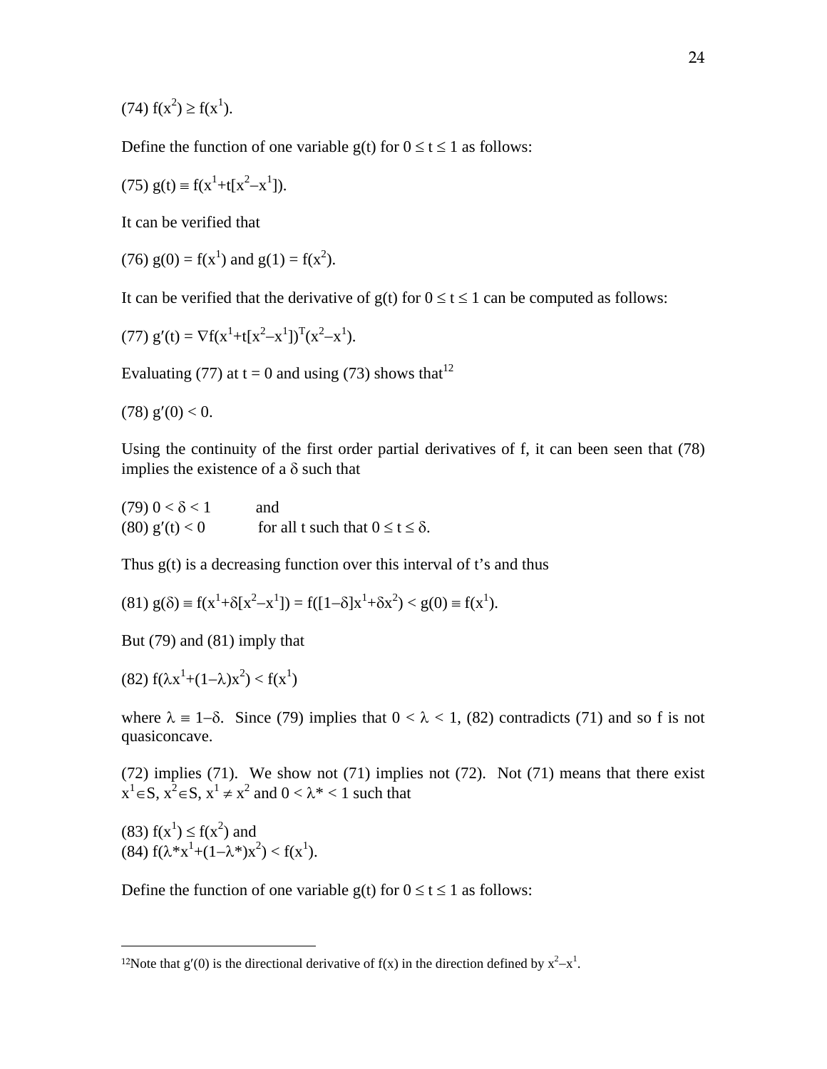(74) $f(x^2) \geq f(x^1)$.

Define the function of one variable $g(t)$ for $0 \leq t \leq 1$ as follows:

(75) $g(t) \equiv f(x^1+t[x^2-x^1])$.

It can be verified that

(76) $g(0) = f(x^1)$ and $g(1) = f(x^2)$.

It can be verified that the derivative of $g(t)$ for $0 \leq t \leq 1$ can be computed as follows:

(77) $g'(t) = \nabla f(x^1+t[x^2-x^1])^T(x^2-x^1)$.

Evaluating (77) at $t = 0$ and using (73) shows that[12]

(78) $g'(0) < 0$.

Using the continuity of the first order partial derivatives of f, it can been seen that (78) implies the existence of a $\delta$ such that

(79) $0 < \delta < 1$ and
(80) $g'(t) < 0$ for all t such that $0 \leq t \leq \delta$.

Thus $g(t)$ is a decreasing function over this interval of t's and thus

(81) $g(\delta) \equiv f(x^1+\delta[x^2-x^1]) = f([1-\delta]x^1+\delta x^2) < g(0) \equiv f(x^1)$.

But (79) and (81) imply that

(82) $f(\lambda x^1+(1-\lambda)x^2) < f(x^1)$

where $\lambda \equiv 1-\delta$. Since (79) implies that $0 < \lambda < 1$, (82) contradicts (71) and so f is not quasiconcave.

(72) implies (71). We show not (71) implies not (72). Not (71) means that there exist $x^1 \in S$, $x^2 \in S$, $x^1 \neq x^2$ and $0 < \lambda^* < 1$ such that

(83) $f(x^1) \leq f(x^2)$ and
(84) $f(\lambda^* x^1+(1-\lambda^*)x^2) < f(x^1)$.

Define the function of one variable $g(t)$ for $0 \leq t \leq 1$ as follows:

[12] Note that $g'(0)$ is the directional derivative of $f(x)$ in the direction defined by $x^2-x^1$.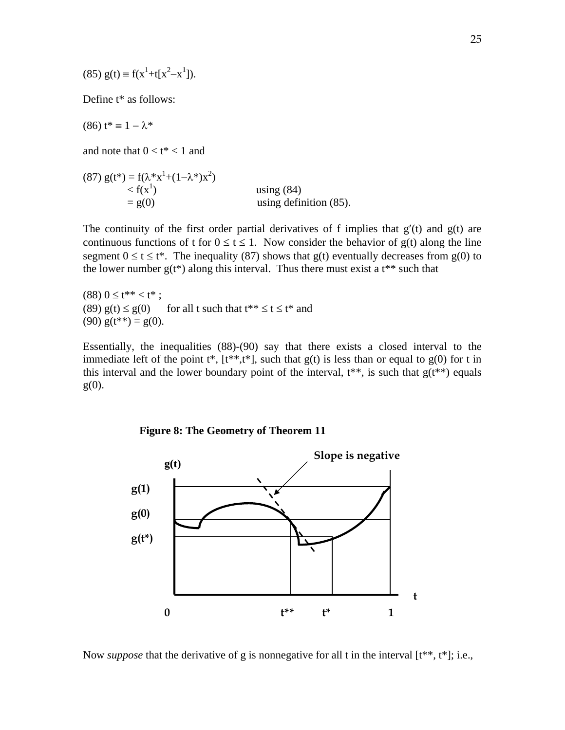(85) $g(t) \equiv f(x^1+t[x^2-x^1])$.

Define $t^*$ as follows:

(86) $t^* \equiv 1 - \lambda^*$

and note that $0 < t^* < 1$ and

(87) $g(t^*) = f(\lambda^* x^1+(1-\lambda^*)x^2)$
$< f(x^1)$ using (84)
$= g(0)$ using definition (85).

The continuity of the first order partial derivatives of f implies that $g'(t)$ and $g(t)$ are continuous functions of t for $0 \leq t \leq 1$. Now consider the behavior of $g(t)$ along the line segment $0 \leq t \leq t^*$. The inequality (87) shows that $g(t)$ eventually decreases from $g(0)$ to the lower number $g(t^*)$ along this interval. Thus there must exist a $t^{**}$ such that

(88) $0 \leq t^{**} < t^*$ ;
(89) $g(t) \leq g(0)$ for all t such that $t^{**} \leq t \leq t^*$ and
(90) $g(t^{**}) = g(0)$.

Essentially, the inequalities (88)-(90) say that there exists a closed interval to the immediate left of the point $t^*$, $[t^{**},t^*]$, such that $g(t)$ is less than or equal to $g(0)$ for t in this interval and the lower boundary point of the interval, $t^{**}$, is such that $g(t^{**})$ equals $g(0)$.

**Figure 8: The Geometry of Theorem 11**

Now *suppose* that the derivative of g is nonnegative for all t in the interval $[t^{**}, t^*]$; i.e.,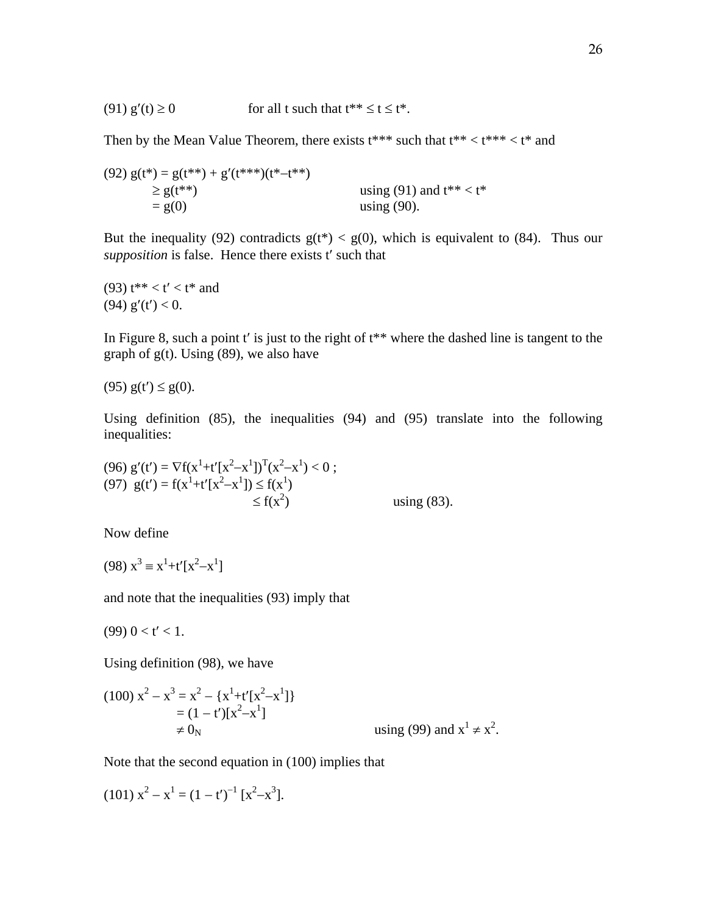(91) $g'(t) \geq 0$ for all t such that $t^{**} \leq t \leq t^*$.

Then by the Mean Value Theorem, there exists $t^{***}$ such that $t^{**} < t^{***} < t^*$ and

$$
\begin{aligned}
(92)\ g(t^*) &= g(t^{**}) + g'(t^{***})(t^*-t^{**}) \\
&\geq g(t^{**}) && \text{using (91) and } t^{**} < t^* \\
&= g(0) && \text{using (90).}
\end{aligned}
$$

But the inequality (92) contradicts $g(t^*) < g(0)$, which is equivalent to (84). Thus our *supposition* is false. Hence there exists $t'$ such that

(93) $t^{**} < t' < t^*$ and
(94) $g'(t') < 0$.

In Figure 8, such a point $t'$ is just to the right of $t^{**}$ where the dashed line is tangent to the graph of $g(t)$. Using (89), we also have

(95) $g(t') \leq g(0)$.

Using definition (85), the inequalities (94) and (95) translate into the following inequalities:

$$
(96)\ g'(t') = \nabla f(x^1+t'[x^2-x^1])^T(x^2-x^1) < 0\ ;
$$

$$
\begin{aligned}
(97)\ g(t') = f(x^1+t'[x^2-x^1]) &\leq f(x^1) \\
&\leq f(x^2) && \text{using (83).}
\end{aligned}
$$

Now define

(98) $x^3 \equiv x^1+t'[x^2-x^1]$

and note that the inequalities (93) imply that

(99) $0 < t' < 1$.

Using definition (98), we have

$$
\begin{aligned}
(100)\ x^2 - x^3 &= x^2 - \{x^1+t'[x^2-x^1]\} \\
&= (1-t')[x^2-x^1] \\
&\neq 0_N && \text{using (99) and } x^1 \neq x^2.
\end{aligned}
$$

Note that the second equation in (100) implies that

(101) $x^2 - x^1 = (1-t')^{-1}[x^2-x^3]$.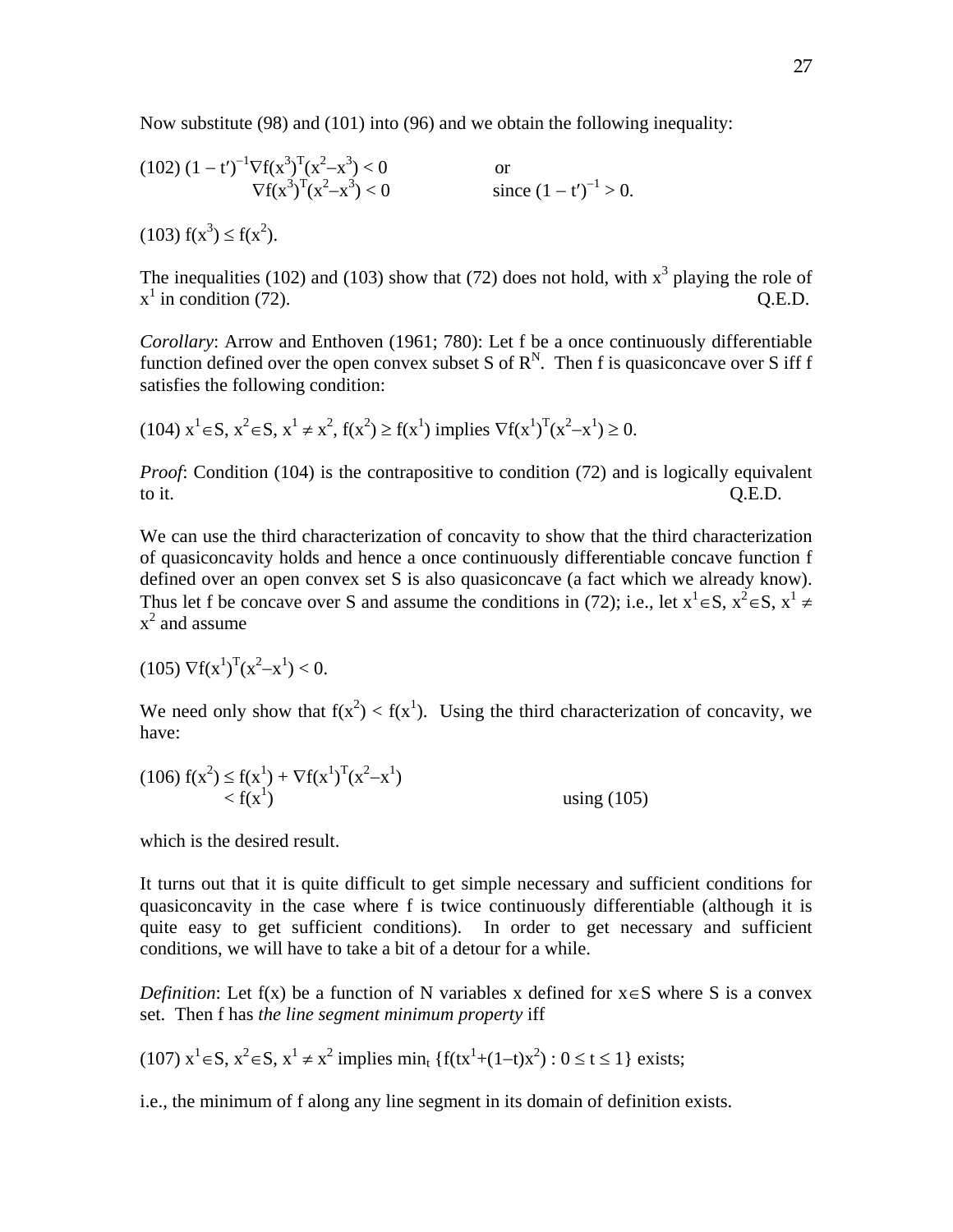Now substitute (98) and (101) into (96) and we obtain the following inequality:

$$(102)\ (1 - t')^{-1}\nabla f(x^3)^T(x^2 - x^3) < 0 \qquad \text{or}$$
$$\nabla f(x^3)^T(x^2 - x^3) < 0 \qquad \text{since } (1 - t')^{-1} > 0.$$

$$(103)\ f(x^3) \leq f(x^2).$$

The inequalities (102) and (103) show that (72) does not hold, with $x^3$ playing the role of $x^1$ in condition (72). Q.E.D.

*Corollary*: Arrow and Enthoven (1961; 780): Let f be a once continuously differentiable function defined over the open convex subset S of $R^N$. Then f is quasiconcave over S iff f satisfies the following condition:

$$(104)\ x^1 \in S,\ x^2 \in S,\ x^1 \neq x^2,\ f(x^2) \geq f(x^1) \text{ implies } \nabla f(x^1)^T(x^2 - x^1) \geq 0.$$

*Proof*: Condition (104) is the contrapositive to condition (72) and is logically equivalent to it. Q.E.D.

We can use the third characterization of concavity to show that the third characterization of quasiconcavity holds and hence a once continuously differentiable concave function f defined over an open convex set S is also quasiconcave (a fact which we already know). Thus let f be concave over S and assume the conditions in (72); i.e., let $x^1 \in S$, $x^2 \in S$, $x^1 \neq x^2$ and assume

$$(105)\ \nabla f(x^1)^T(x^2 - x^1) < 0.$$

We need only show that $f(x^2) < f(x^1)$. Using the third characterization of concavity, we have:

$$(106)\ f(x^2) \leq f(x^1) + \nabla f(x^1)^T(x^2 - x^1)$$
$$< f(x^1) \qquad \text{using (105)}$$

which is the desired result.

It turns out that it is quite difficult to get simple necessary and sufficient conditions for quasiconcavity in the case where f is twice continuously differentiable (although it is quite easy to get sufficient conditions). In order to get necessary and sufficient conditions, we will have to take a bit of a detour for a while.

*Definition*: Let f(x) be a function of N variables x defined for $x \in S$ where S is a convex set. Then f has *the line segment minimum property* iff

$$(107)\ x^1 \in S,\ x^2 \in S,\ x^1 \neq x^2 \text{ implies } \min_t \{f(tx^1 + (1-t)x^2) : 0 \leq t \leq 1\} \text{ exists;}$$

i.e., the minimum of f along any line segment in its domain of definition exists.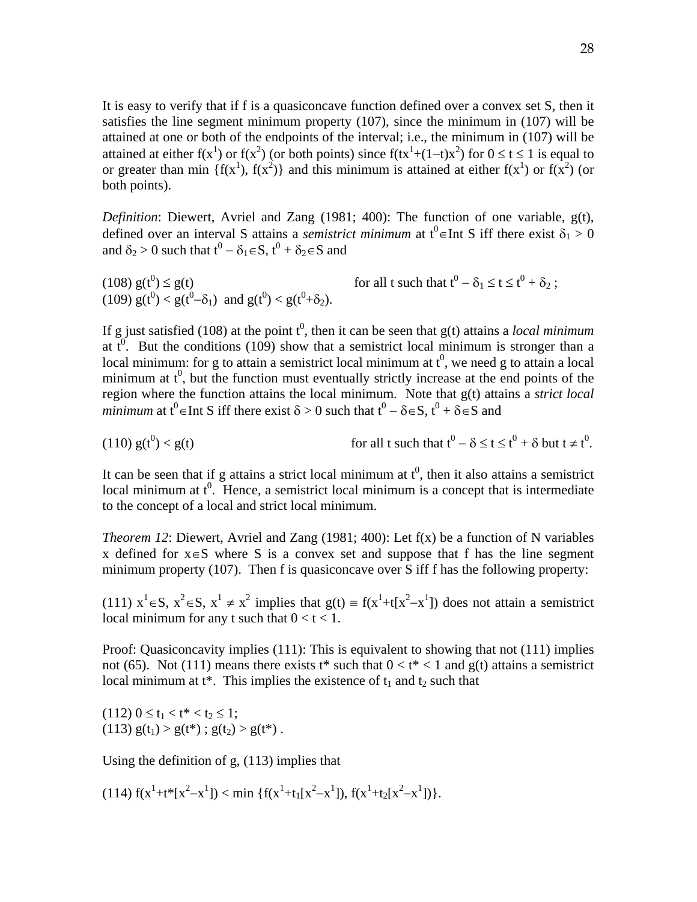It is easy to verify that if f is a quasiconcave function defined over a convex set S, then it satisfies the line segment minimum property (107), since the minimum in (107) will be attained at one or both of the endpoints of the interval; i.e., the minimum in (107) will be attained at either $f(x^1)$ or $f(x^2)$ (or both points) since $f(tx^1+(1-t)x^2)$ for $0 \le t \le 1$ is equal to or greater than $\min\{f(x^1), f(x^2)\}$ and this minimum is attained at either $f(x^1)$ or $f(x^2)$ (or both points).

*Definition*: Diewert, Avriel and Zang (1981; 400): The function of one variable, g(t), defined over an interval S attains a *semistrict minimum* at $t^0 \in \text{Int } S$ iff there exist $\delta_1 > 0$ and $\delta_2 > 0$ such that $t^0 - \delta_1 \in S$, $t^0 + \delta_2 \in S$ and

(108) $g(t^0) \le g(t)$ for all t such that $t^0 - \delta_1 \le t \le t^0 + \delta_2$ ;
(109) $g(t^0) < g(t^0-\delta_1)$ and $g(t^0) < g(t^0+\delta_2)$.

If g just satisfied (108) at the point $t^0$, then it can be seen that g(t) attains a *local minimum* at $t^0$. But the conditions (109) show that a semistrict local minimum is stronger than a local minimum: for g to attain a semistrict local minimum at $t^0$, we need g to attain a local minimum at $t^0$, but the function must eventually strictly increase at the end points of the region where the function attains the local minimum. Note that g(t) attains a *strict local minimum* at $t^0 \in \text{Int } S$ iff there exist $\delta > 0$ such that $t^0 - \delta \in S$, $t^0 + \delta \in S$ and

(110) $g(t^0) < g(t)$ for all t such that $t^0 - \delta \le t \le t^0 + \delta$ but $t \ne t^0$.

It can be seen that if g attains a strict local minimum at $t^0$, then it also attains a semistrict local minimum at $t^0$. Hence, a semistrict local minimum is a concept that is intermediate to the concept of a local and strict local minimum.

*Theorem 12*: Diewert, Avriel and Zang (1981; 400): Let f(x) be a function of N variables x defined for $x \in S$ where S is a convex set and suppose that f has the line segment minimum property (107). Then f is quasiconcave over S iff f has the following property:

(111) $x^1 \in S$, $x^2 \in S$, $x^1 \ne x^2$ implies that $g(t) \equiv f(x^1+t[x^2-x^1])$ does not attain a semistrict local minimum for any t such that $0 < t < 1$.

Proof: Quasiconcavity implies (111): This is equivalent to showing that not (111) implies not (65). Not (111) means there exists t* such that $0 < t^* < 1$ and g(t) attains a semistrict local minimum at t*. This implies the existence of $t_1$ and $t_2$ such that

(112) $0 \le t_1 < t^* < t_2 \le 1$;
(113) $g(t_1) > g(t^*)$ ; $g(t_2) > g(t^*)$ .

Using the definition of g, (113) implies that

(114) $f(x^1+t^*[x^2-x^1]) < \min\{f(x^1+t_1[x^2-x^1]), f(x^1+t_2[x^2-x^1])\}$.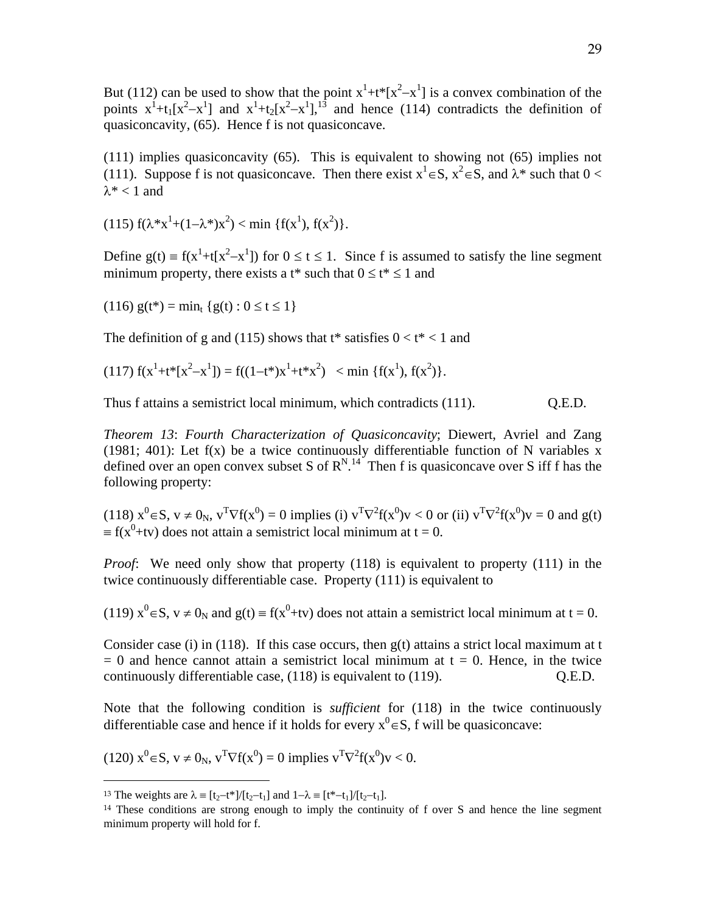But (112) can be used to show that the point $x^1+t^*[x^2-x^1]$ is a convex combination of the points $x^1+t_1[x^2-x^1]$ and $x^1+t_2[x^2-x^1]$,[13] and hence (114) contradicts the definition of quasiconcavity, (65). Hence f is not quasiconcave.

(111) implies quasiconcavity (65). This is equivalent to showing not (65) implies not (111). Suppose f is not quasiconcave. Then there exist $x^1 \in S$, $x^2 \in S$, and $\lambda^*$ such that $0 < \lambda^* < 1$ and

(115) $f(\lambda^* x^1+(1-\lambda^*)x^2) < \min \{f(x^1), f(x^2)\}$.

Define $g(t) \equiv f(x^1+t[x^2-x^1])$ for $0 \leq t \leq 1$. Since f is assumed to satisfy the line segment minimum property, there exists a $t^*$ such that $0 \leq t^* \leq 1$ and

(116) $g(t^*) = \min_t \{g(t) : 0 \leq t \leq 1\}$

The definition of g and (115) shows that $t^*$ satisfies $0 < t^* < 1$ and

(117) $f(x^1+t^*[x^2-x^1]) = f((1-t^*)x^1+t^*x^2) < \min \{f(x^1), f(x^2)\}$.

Thus f attains a semistrict local minimum, which contradicts (111). Q.E.D.

*Theorem 13*: *Fourth Characterization of Quasiconcavity*; Diewert, Avriel and Zang (1981; 401): Let f(x) be a twice continuously differentiable function of N variables x defined over an open convex subset S of $R^N$.[14] Then f is quasiconcave over S iff f has the following property:

(118) $x^0 \in S$, $v \neq 0_N$, $v^T \nabla f(x^0) = 0$ implies (i) $v^T \nabla^2 f(x^0) v < 0$ or (ii) $v^T \nabla^2 f(x^0) v = 0$ and $g(t) \equiv f(x^0+tv)$ does not attain a semistrict local minimum at $t = 0$.

*Proof*: We need only show that property (118) is equivalent to property (111) in the twice continuously differentiable case. Property (111) is equivalent to

(119) $x^0 \in S$, $v \neq 0_N$ and $g(t) \equiv f(x^0+tv)$ does not attain a semistrict local minimum at $t = 0$.

Consider case (i) in (118). If this case occurs, then g(t) attains a strict local maximum at $t = 0$ and hence cannot attain a semistrict local minimum at $t = 0$. Hence, in the twice continuously differentiable case, (118) is equivalent to (119). Q.E.D.

Note that the following condition is *sufficient* for (118) in the twice continuously differentiable case and hence if it holds for every $x^0 \in S$, f will be quasiconcave:

(120) $x^0 \in S$, $v \neq 0_N$, $v^T \nabla f(x^0) = 0$ implies $v^T \nabla^2 f(x^0) v < 0$.

---

[13] The weights are $\lambda \equiv [t_2-t^*]/[t_2-t_1]$ and $1-\lambda \equiv [t^*-t_1]/[t_2-t_1]$.

[14] These conditions are strong enough to imply the continuity of f over S and hence the line segment minimum property will hold for f.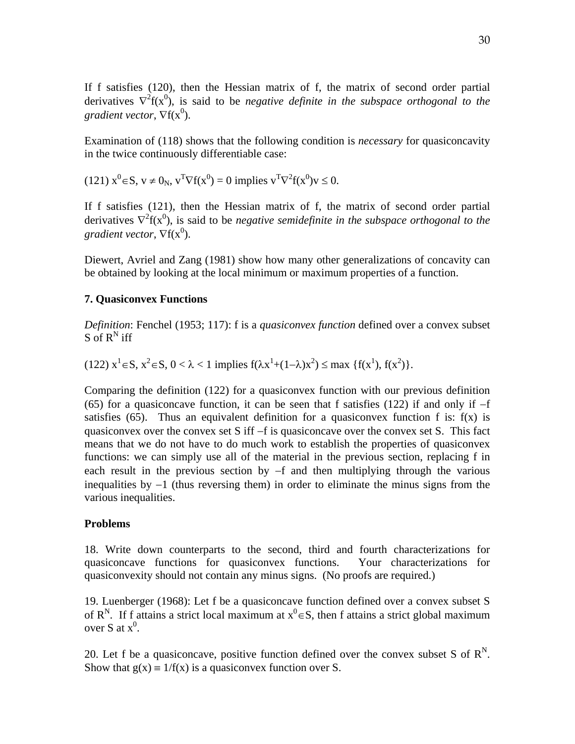If f satisfies (120), then the Hessian matrix of f, the matrix of second order partial derivatives $\nabla^2 f(x^0)$, is said to be *negative definite in the subspace orthogonal to the gradient vector*, $\nabla f(x^0)$.

Examination of (118) shows that the following condition is *necessary* for quasiconcavity in the twice continuously differentiable case:

(121) $x^0 \in S$, $v \neq 0_N$, $v^T \nabla f(x^0) = 0$ implies $v^T \nabla^2 f(x^0) v \leq 0$.

If f satisfies (121), then the Hessian matrix of f, the matrix of second order partial derivatives $\nabla^2 f(x^0)$, is said to be *negative semidefinite in the subspace orthogonal to the gradient vector*, $\nabla f(x^0)$.

Diewert, Avriel and Zang (1981) show how many other generalizations of concavity can be obtained by looking at the local minimum or maximum properties of a function.

## 7. Quasiconvex Functions

*Definition*: Fenchel (1953; 117): f is a *quasiconvex function* defined over a convex subset S of $R^N$ iff

(122) $x^1 \in S$, $x^2 \in S$, $0 < \lambda < 1$ implies $f(\lambda x^1 + (1-\lambda)x^2) \leq \max \{f(x^1), f(x^2)\}$.

Comparing the definition (122) for a quasiconvex function with our previous definition (65) for a quasiconcave function, it can be seen that f satisfies (122) if and only if $-f$ satisfies (65). Thus an equivalent definition for a quasiconvex function f is: f(x) is quasiconvex over the convex set S iff $-f$ is quasiconcave over the convex set S. This fact means that we do not have to do much work to establish the properties of quasiconvex functions: we can simply use all of the material in the previous section, replacing f in each result in the previous section by $-f$ and then multiplying through the various inequalities by $-1$ (thus reversing them) in order to eliminate the minus signs from the various inequalities.

### Problems

18. Write down counterparts to the second, third and fourth characterizations for quasiconcave functions for quasiconvex functions. Your characterizations for quasiconvexity should not contain any minus signs. (No proofs are required.)

19. Luenberger (1968): Let f be a quasiconcave function defined over a convex subset S of $R^N$. If f attains a strict local maximum at $x^0 \in S$, then f attains a strict global maximum over S at $x^0$.

20. Let f be a quasiconcave, positive function defined over the convex subset S of $R^N$. Show that $g(x) \equiv 1/f(x)$ is a quasiconvex function over S.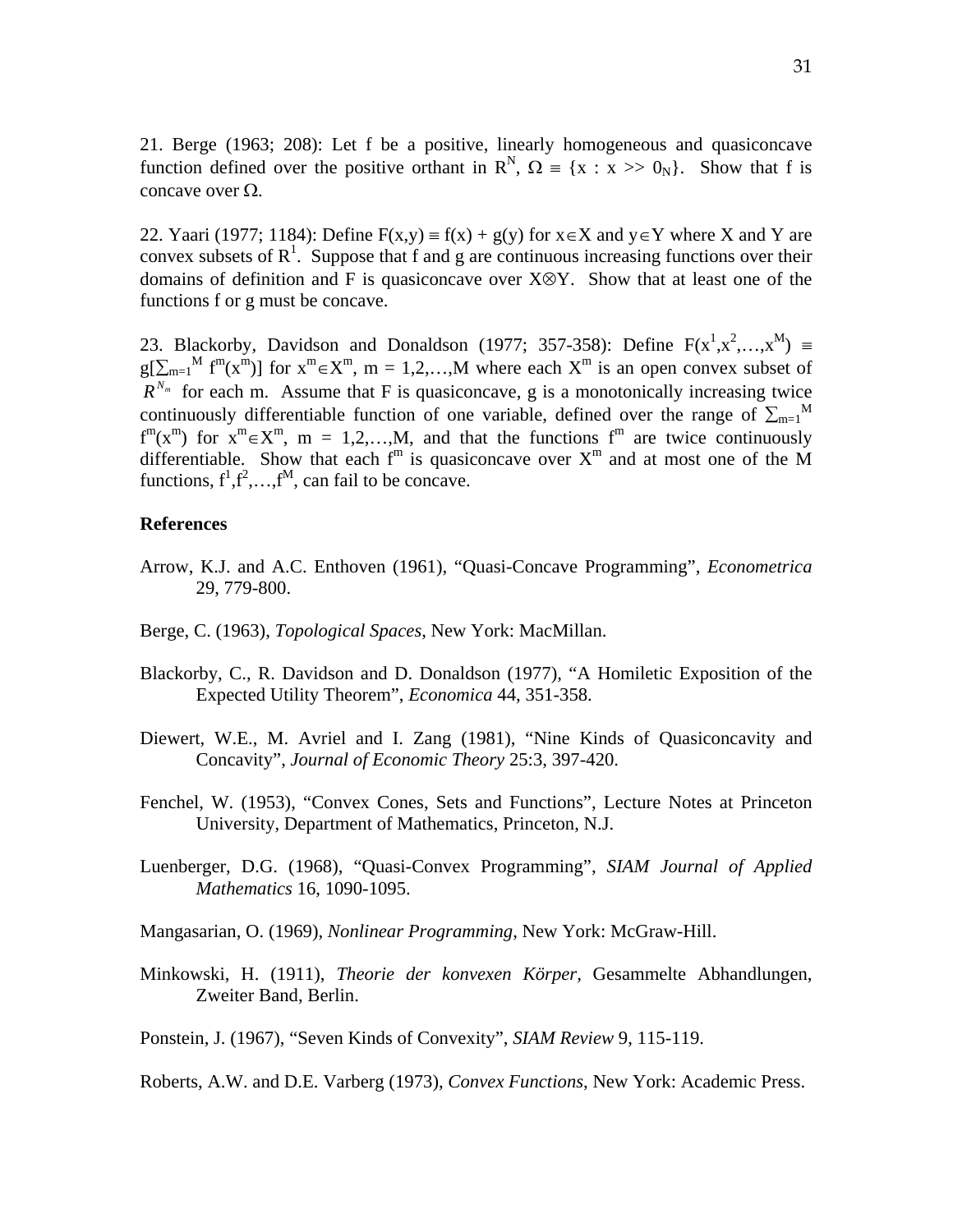21. Berge (1963; 208): Let f be a positive, linearly homogeneous and quasiconcave function defined over the positive orthant in $R^N$, $\Omega \equiv \{x : x >> 0_N\}$. Show that f is concave over $\Omega$.

22. Yaari (1977; 1184): Define $F(x,y) \equiv f(x) + g(y)$ for $x \in X$ and $y \in Y$ where X and Y are convex subsets of $R^1$. Suppose that f and g are continuous increasing functions over their domains of definition and F is quasiconcave over $X \otimes Y$. Show that at least one of the functions f or g must be concave.

23. Blackorby, Davidson and Donaldson (1977; 357-358): Define $F(x^1, x^2, \ldots, x^M) \equiv g[\sum_{m=1}^{M} f^m(x^m)]$ for $x^m \in X^m$, m = 1,2,…,M where each $X^m$ is an open convex subset of $R^{N_m}$ for each m. Assume that F is quasiconcave, g is a monotonically increasing twice continuously differentiable function of one variable, defined over the range of $\sum_{m=1}^{M} f^m(x^m)$ for $x^m \in X^m$, m = 1,2,…,M, and that the functions $f^m$ are twice continuously differentiable. Show that each $f^m$ is quasiconcave over $X^m$ and at most one of the M functions, $f^1, f^2, \ldots, f^M$, can fail to be concave.

## References

Arrow, K.J. and A.C. Enthoven (1961), "Quasi-Concave Programming", *Econometrica* 29, 779-800.

Berge, C. (1963), *Topological Spaces*, New York: MacMillan.

Blackorby, C., R. Davidson and D. Donaldson (1977), "A Homiletic Exposition of the Expected Utility Theorem", *Economica* 44, 351-358.

Diewert, W.E., M. Avriel and I. Zang (1981), "Nine Kinds of Quasiconcavity and Concavity", *Journal of Economic Theory* 25:3, 397-420.

Fenchel, W. (1953), "Convex Cones, Sets and Functions", Lecture Notes at Princeton University, Department of Mathematics, Princeton, N.J.

Luenberger, D.G. (1968), "Quasi-Convex Programming", *SIAM Journal of Applied Mathematics* 16, 1090-1095.

Mangasarian, O. (1969), *Nonlinear Programming*, New York: McGraw-Hill.

Minkowski, H. (1911), *Theorie der konvexen Körper*, Gesammelte Abhandlungen, Zweiter Band, Berlin.

Ponstein, J. (1967), "Seven Kinds of Convexity", *SIAM Review* 9, 115-119.

Roberts, A.W. and D.E. Varberg (1973), *Convex Functions*, New York: Academic Press.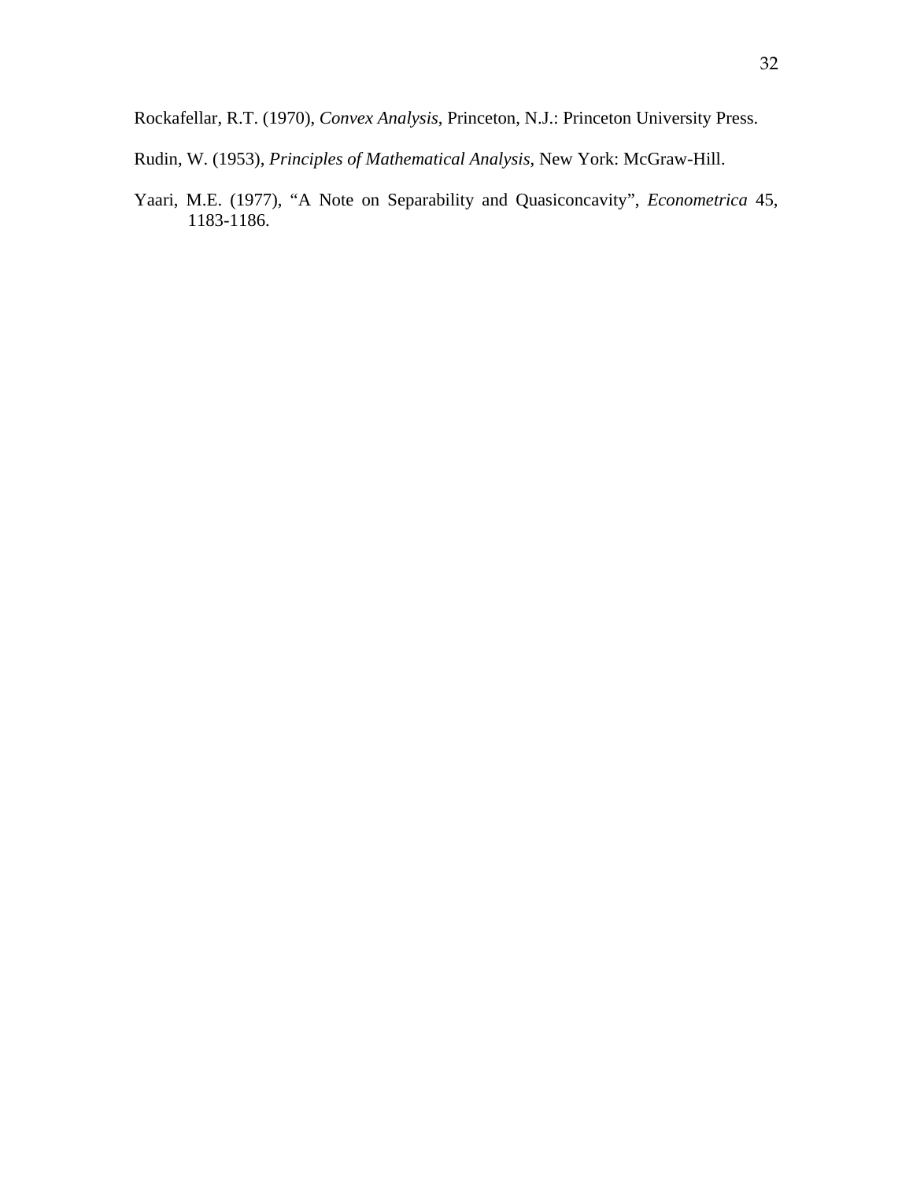Rockafellar, R.T. (1970), *Convex Analysis*, Princeton, N.J.: Princeton University Press.

Rudin, W. (1953), *Principles of Mathematical Analysis*, New York: McGraw-Hill.

Yaari, M.E. (1977), "A Note on Separability and Quasiconcavity", *Econometrica* 45, 1183-1186.